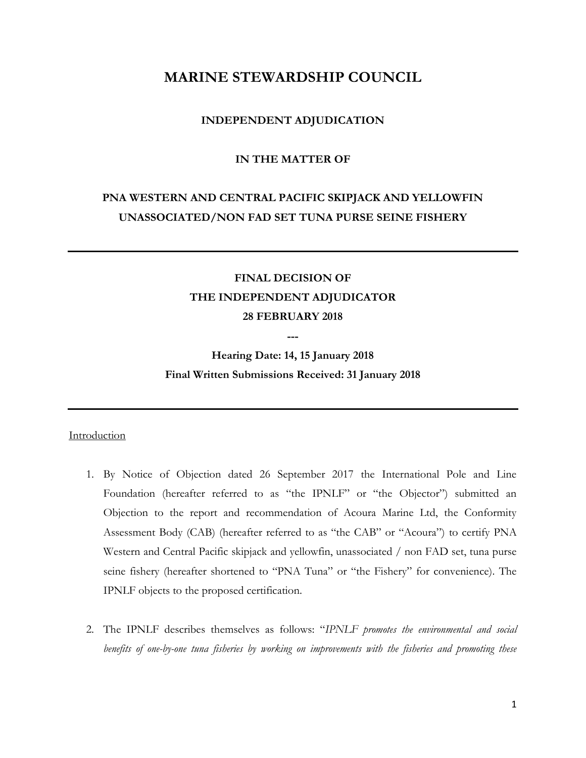# MARINE STEWARDSHIP COUNCIL

## INDEPENDENT ADJUDICATION

## IN THE MATTER OF

## PNA WESTERN AND CENTRAL PACIFIC SKIPJACK AND YELLOWFIN UNASSOCIATED/NON FAD SET TUNA PURSE SEINE FISHERY

---

**FINAL DECISION OF**
**THE INDEPENDENT ADJUDICATOR**
**28 FEBRUARY 2018**

**---**

**Hearing Date: 14, 15 January 2018**
**Final Written Submissions Received: 31 January 2018**

---

Introduction

1. By Notice of Objection dated 26 September 2017 the International Pole and Line Foundation (hereafter referred to as "the IPNLF" or "the Objector") submitted an Objection to the report and recommendation of Acoura Marine Ltd, the Conformity Assessment Body (CAB) (hereafter referred to as "the CAB" or "Acoura") to certify PNA Western and Central Pacific skipjack and yellowfin, unassociated / non FAD set, tuna purse seine fishery (hereafter shortened to "PNA Tuna" or "the Fishery" for convenience). The IPNLF objects to the proposed certification.

2. The IPNLF describes themselves as follows: "*IPNLF promotes the environmental and social benefits of one-by-one tuna fisheries by working on improvements with the fisheries and promoting these*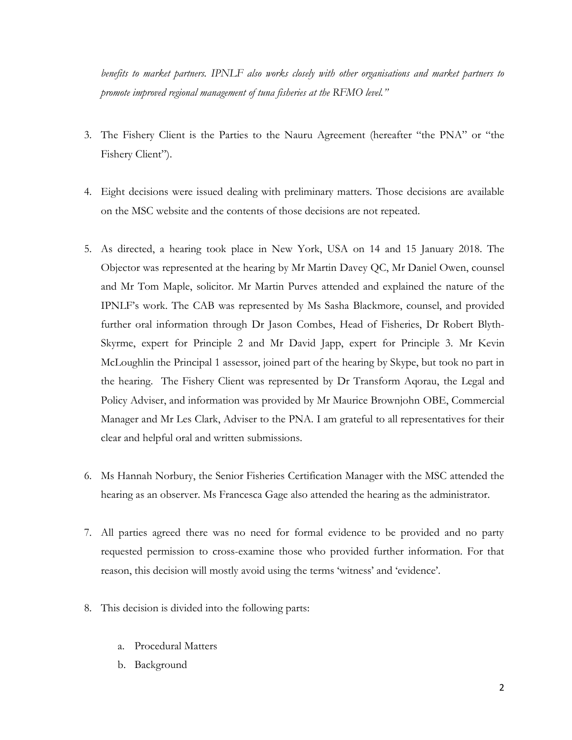*benefits to market partners. IPNLF also works closely with other organisations and market partners to promote improved regional management of tuna fisheries at the RFMO level."*

3. The Fishery Client is the Parties to the Nauru Agreement (hereafter "the PNA" or "the Fishery Client").

4. Eight decisions were issued dealing with preliminary matters. Those decisions are available on the MSC website and the contents of those decisions are not repeated.

5. As directed, a hearing took place in New York, USA on 14 and 15 January 2018. The Objector was represented at the hearing by Mr Martin Davey QC, Mr Daniel Owen, counsel and Mr Tom Maple, solicitor. Mr Martin Purves attended and explained the nature of the IPNLF's work. The CAB was represented by Ms Sasha Blackmore, counsel, and provided further oral information through Dr Jason Combes, Head of Fisheries, Dr Robert Blyth-Skyrme, expert for Principle 2 and Mr David Japp, expert for Principle 3. Mr Kevin McLoughlin the Principal 1 assessor, joined part of the hearing by Skype, but took no part in the hearing. The Fishery Client was represented by Dr Transform Aqorau, the Legal and Policy Adviser, and information was provided by Mr Maurice Brownjohn OBE, Commercial Manager and Mr Les Clark, Adviser to the PNA. I am grateful to all representatives for their clear and helpful oral and written submissions.

6. Ms Hannah Norbury, the Senior Fisheries Certification Manager with the MSC attended the hearing as an observer. Ms Francesca Gage also attended the hearing as the administrator.

7. All parties agreed there was no need for formal evidence to be provided and no party requested permission to cross-examine those who provided further information. For that reason, this decision will mostly avoid using the terms 'witness' and 'evidence'.

8. This decision is divided into the following parts:

   a. Procedural Matters
   b. Background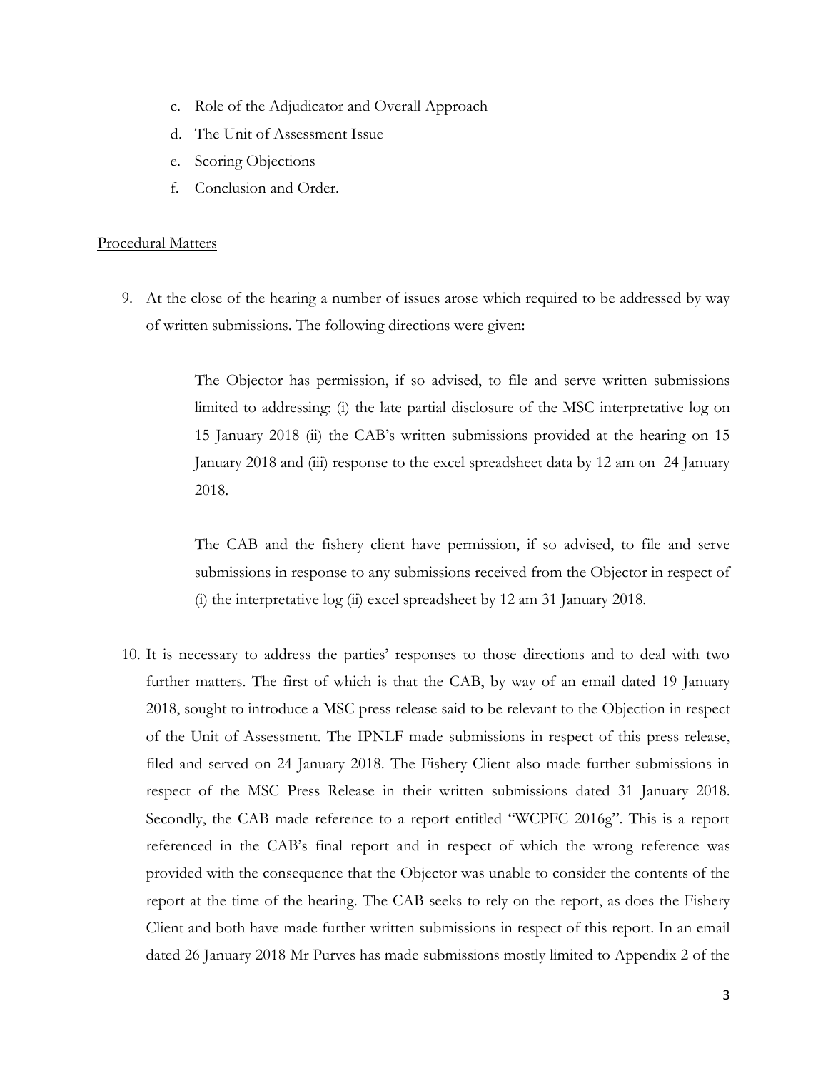c. Role of the Adjudicator and Overall Approach
d. The Unit of Assessment Issue
e. Scoring Objections
f. Conclusion and Order.

## Procedural Matters

9. At the close of the hearing a number of issues arose which required to be addressed by way of written submissions. The following directions were given:

    > The Objector has permission, if so advised, to file and serve written submissions limited to addressing: (i) the late partial disclosure of the MSC interpretative log on 15 January 2018 (ii) the CAB's written submissions provided at the hearing on 15 January 2018 and (iii) response to the excel spreadsheet data by 12 am on 24 January 2018.
    >
    > The CAB and the fishery client have permission, if so advised, to file and serve submissions in response to any submissions received from the Objector in respect of (i) the interpretative log (ii) excel spreadsheet by 12 am 31 January 2018.

10. It is necessary to address the parties' responses to those directions and to deal with two further matters. The first of which is that the CAB, by way of an email dated 19 January 2018, sought to introduce a MSC press release said to be relevant to the Objection in respect of the Unit of Assessment. The IPNLF made submissions in respect of this press release, filed and served on 24 January 2018. The Fishery Client also made further submissions in respect of the MSC Press Release in their written submissions dated 31 January 2018. Secondly, the CAB made reference to a report entitled "WCPFC 2016g". This is a report referenced in the CAB's final report and in respect of which the wrong reference was provided with the consequence that the Objector was unable to consider the contents of the report at the time of the hearing. The CAB seeks to rely on the report, as does the Fishery Client and both have made further written submissions in respect of this report. In an email dated 26 January 2018 Mr Purves has made submissions mostly limited to Appendix 2 of the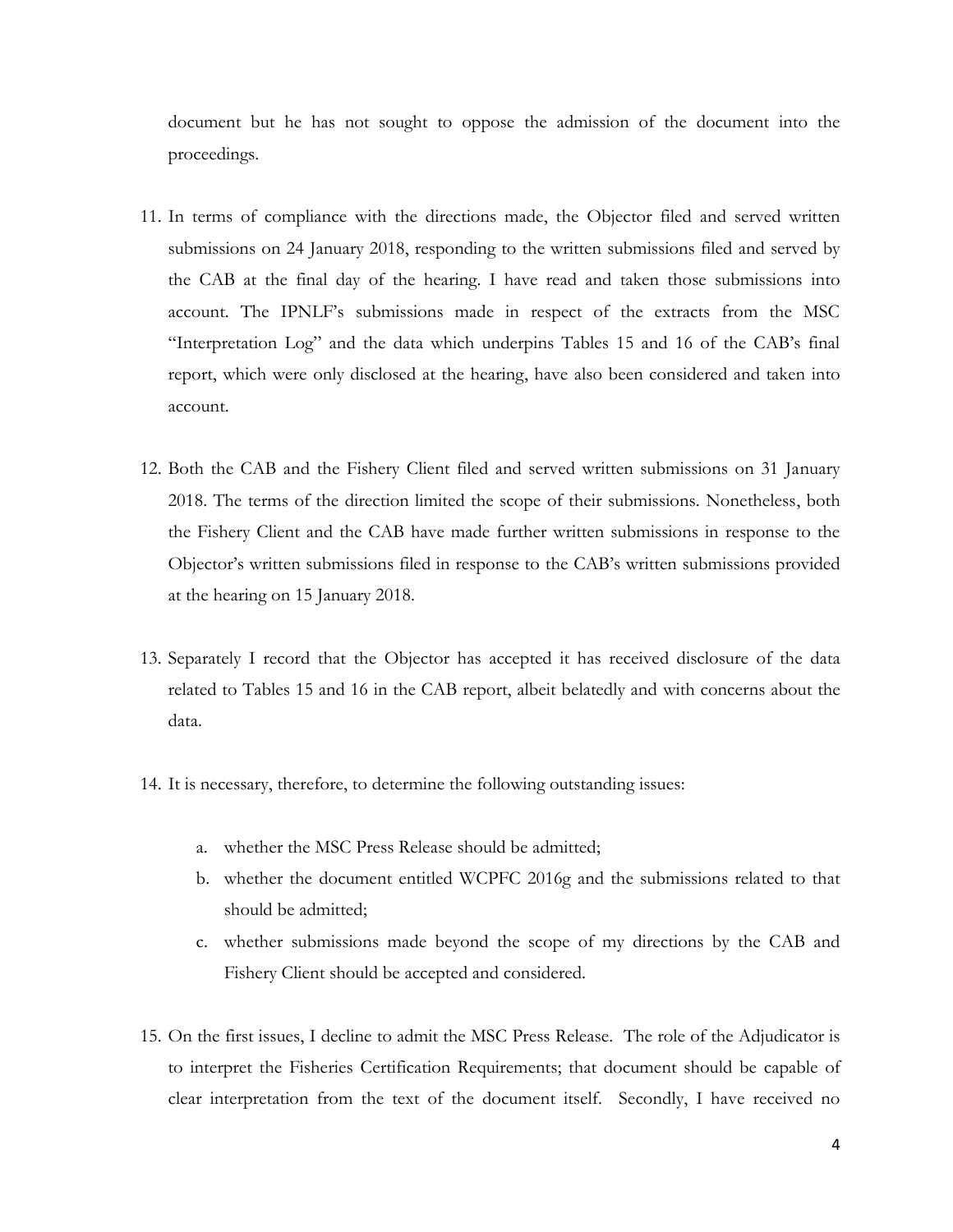document but he has not sought to oppose the admission of the document into the proceedings.

11. In terms of compliance with the directions made, the Objector filed and served written submissions on 24 January 2018, responding to the written submissions filed and served by the CAB at the final day of the hearing. I have read and taken those submissions into account. The IPNLF's submissions made in respect of the extracts from the MSC "Interpretation Log" and the data which underpins Tables 15 and 16 of the CAB's final report, which were only disclosed at the hearing, have also been considered and taken into account.

12. Both the CAB and the Fishery Client filed and served written submissions on 31 January 2018. The terms of the direction limited the scope of their submissions. Nonetheless, both the Fishery Client and the CAB have made further written submissions in response to the Objector's written submissions filed in response to the CAB's written submissions provided at the hearing on 15 January 2018.

13. Separately I record that the Objector has accepted it has received disclosure of the data related to Tables 15 and 16 in the CAB report, albeit belatedly and with concerns about the data.

14. It is necessary, therefore, to determine the following outstanding issues:

    a. whether the MSC Press Release should be admitted;
    b. whether the document entitled WCPFC 2016g and the submissions related to that should be admitted;
    c. whether submissions made beyond the scope of my directions by the CAB and Fishery Client should be accepted and considered.

15. On the first issues, I decline to admit the MSC Press Release. The role of the Adjudicator is to interpret the Fisheries Certification Requirements; that document should be capable of clear interpretation from the text of the document itself. Secondly, I have received no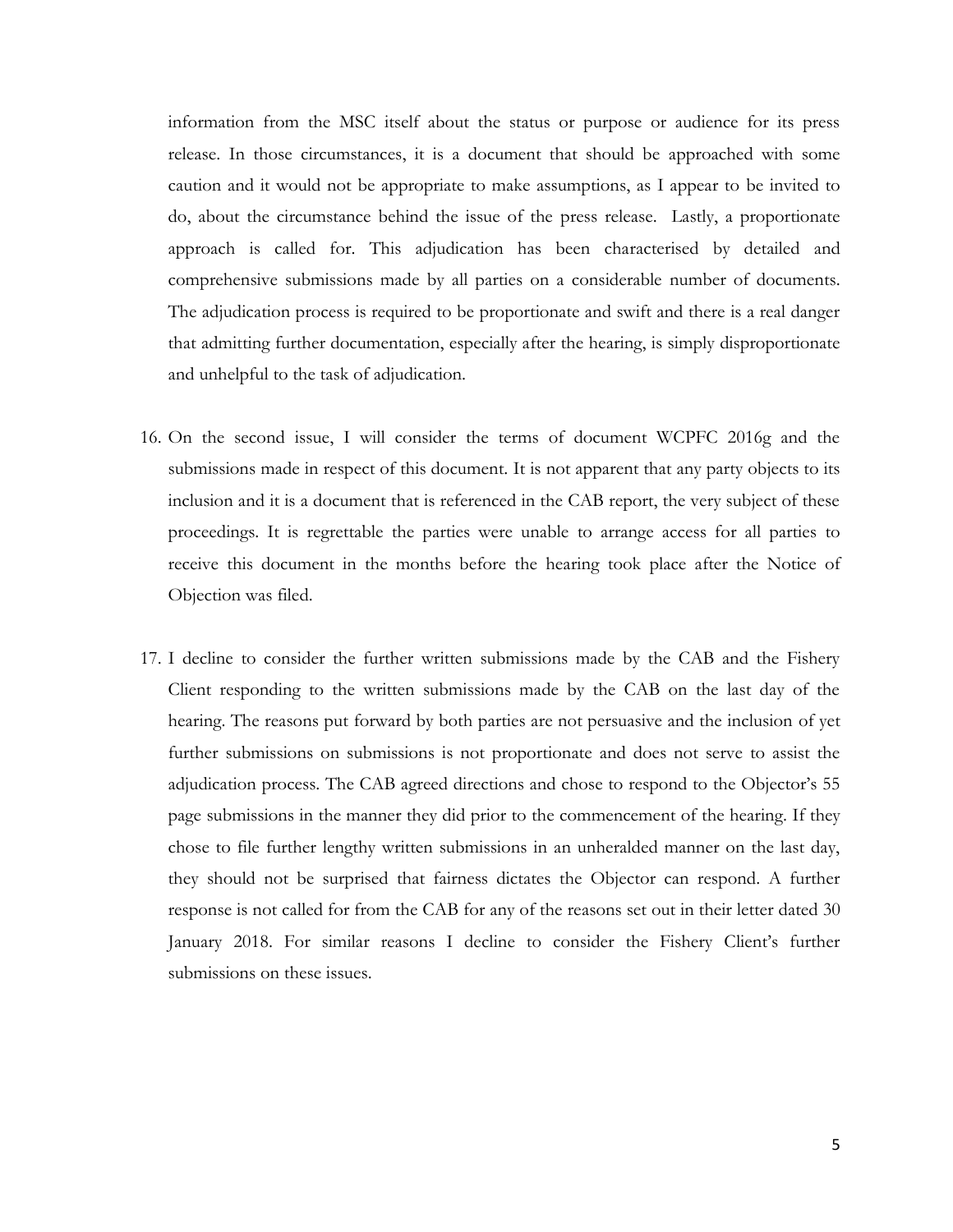information from the MSC itself about the status or purpose or audience for its press release. In those circumstances, it is a document that should be approached with some caution and it would not be appropriate to make assumptions, as I appear to be invited to do, about the circumstance behind the issue of the press release. Lastly, a proportionate approach is called for. This adjudication has been characterised by detailed and comprehensive submissions made by all parties on a considerable number of documents. The adjudication process is required to be proportionate and swift and there is a real danger that admitting further documentation, especially after the hearing, is simply disproportionate and unhelpful to the task of adjudication.

16. On the second issue, I will consider the terms of document WCPFC 2016g and the submissions made in respect of this document. It is not apparent that any party objects to its inclusion and it is a document that is referenced in the CAB report, the very subject of these proceedings. It is regrettable the parties were unable to arrange access for all parties to receive this document in the months before the hearing took place after the Notice of Objection was filed.

17. I decline to consider the further written submissions made by the CAB and the Fishery Client responding to the written submissions made by the CAB on the last day of the hearing. The reasons put forward by both parties are not persuasive and the inclusion of yet further submissions on submissions is not proportionate and does not serve to assist the adjudication process. The CAB agreed directions and chose to respond to the Objector's 55 page submissions in the manner they did prior to the commencement of the hearing. If they chose to file further lengthy written submissions in an unheralded manner on the last day, they should not be surprised that fairness dictates the Objector can respond. A further response is not called for from the CAB for any of the reasons set out in their letter dated 30 January 2018. For similar reasons I decline to consider the Fishery Client's further submissions on these issues.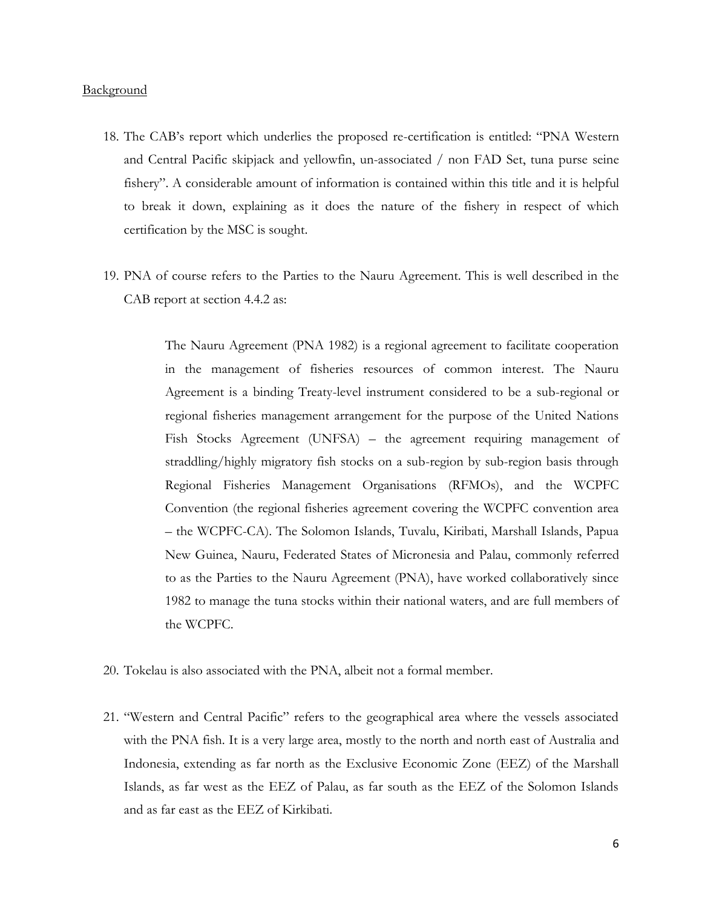<u>Background</u>

18. The CAB's report which underlies the proposed re-certification is entitled: "PNA Western and Central Pacific skipjack and yellowfin, un-associated / non FAD Set, tuna purse seine fishery". A considerable amount of information is contained within this title and it is helpful to break it down, explaining as it does the nature of the fishery in respect of which certification by the MSC is sought.

19. PNA of course refers to the Parties to the Nauru Agreement. This is well described in the CAB report at section 4.4.2 as:

    > The Nauru Agreement (PNA 1982) is a regional agreement to facilitate cooperation in the management of fisheries resources of common interest. The Nauru Agreement is a binding Treaty-level instrument considered to be a sub-regional or regional fisheries management arrangement for the purpose of the United Nations Fish Stocks Agreement (UNFSA) – the agreement requiring management of straddling/highly migratory fish stocks on a sub-region by sub-region basis through Regional Fisheries Management Organisations (RFMOs), and the WCPFC Convention (the regional fisheries agreement covering the WCPFC convention area – the WCPFC-CA). The Solomon Islands, Tuvalu, Kiribati, Marshall Islands, Papua New Guinea, Nauru, Federated States of Micronesia and Palau, commonly referred to as the Parties to the Nauru Agreement (PNA), have worked collaboratively since 1982 to manage the tuna stocks within their national waters, and are full members of the WCPFC.

20. Tokelau is also associated with the PNA, albeit not a formal member.

21. "Western and Central Pacific" refers to the geographical area where the vessels associated with the PNA fish. It is a very large area, mostly to the north and north east of Australia and Indonesia, extending as far north as the Exclusive Economic Zone (EEZ) of the Marshall Islands, as far west as the EEZ of Palau, as far south as the EEZ of the Solomon Islands and as far east as the EEZ of Kirkibati.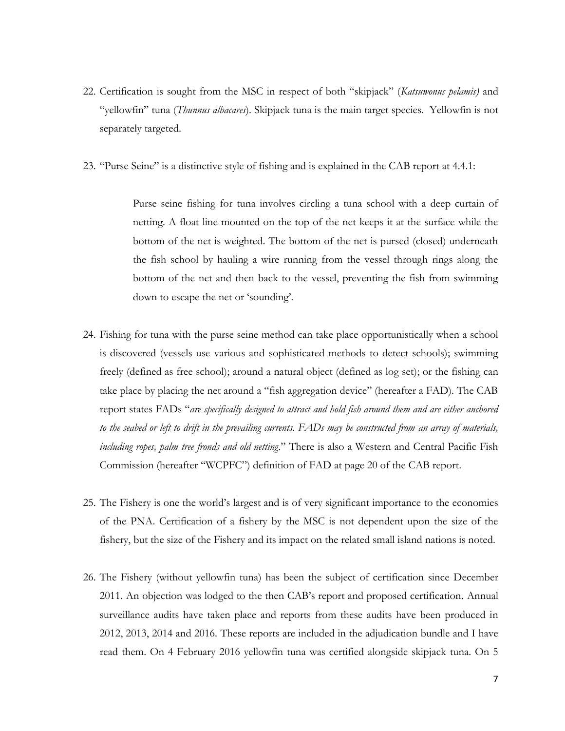22. Certification is sought from the MSC in respect of both "skipjack" (*Katsuwonus pelamis)* and "yellowfin" tuna (*Thunnus albacares*). Skipjack tuna is the main target species. Yellowfin is not separately targeted.

23. "Purse Seine" is a distinctive style of fishing and is explained in the CAB report at 4.4.1:

> Purse seine fishing for tuna involves circling a tuna school with a deep curtain of netting. A float line mounted on the top of the net keeps it at the surface while the bottom of the net is weighted. The bottom of the net is pursed (closed) underneath the fish school by hauling a wire running from the vessel through rings along the bottom of the net and then back to the vessel, preventing the fish from swimming down to escape the net or 'sounding'.

24. Fishing for tuna with the purse seine method can take place opportunistically when a school is discovered (vessels use various and sophisticated methods to detect schools); swimming freely (defined as free school); around a natural object (defined as log set); or the fishing can take place by placing the net around a "fish aggregation device" (hereafter a FAD). The CAB report states FADs "*are specifically designed to attract and hold fish around them and are either anchored to the seabed or left to drift in the prevailing currents. FADs may be constructed from an array of materials, including ropes, palm tree fronds and old netting*." There is also a Western and Central Pacific Fish Commission (hereafter "WCPFC") definition of FAD at page 20 of the CAB report.

25. The Fishery is one the world's largest and is of very significant importance to the economies of the PNA. Certification of a fishery by the MSC is not dependent upon the size of the fishery, but the size of the Fishery and its impact on the related small island nations is noted.

26. The Fishery (without yellowfin tuna) has been the subject of certification since December 2011. An objection was lodged to the then CAB's report and proposed certification. Annual surveillance audits have taken place and reports from these audits have been produced in 2012, 2013, 2014 and 2016. These reports are included in the adjudication bundle and I have read them. On 4 February 2016 yellowfin tuna was certified alongside skipjack tuna. On 5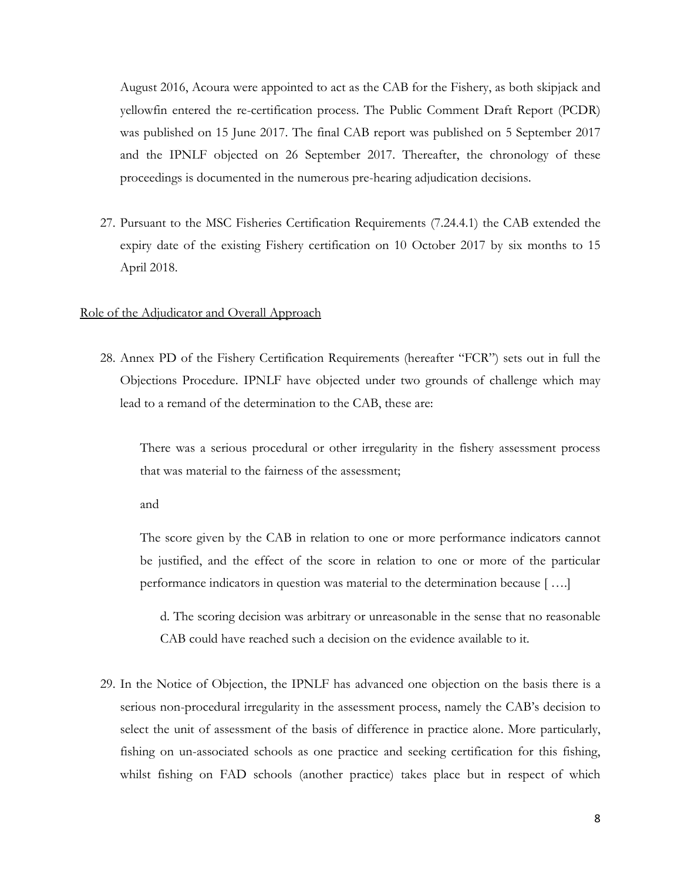August 2016, Acoura were appointed to act as the CAB for the Fishery, as both skipjack and yellowfin entered the re-certification process. The Public Comment Draft Report (PCDR) was published on 15 June 2017. The final CAB report was published on 5 September 2017 and the IPNLF objected on 26 September 2017. Thereafter, the chronology of these proceedings is documented in the numerous pre-hearing adjudication decisions.

27. Pursuant to the MSC Fisheries Certification Requirements (7.24.4.1) the CAB extended the expiry date of the existing Fishery certification on 10 October 2017 by six months to 15 April 2018.

<u>Role of the Adjudicator and Overall Approach</u>

28. Annex PD of the Fishery Certification Requirements (hereafter "FCR") sets out in full the Objections Procedure. IPNLF have objected under two grounds of challenge which may lead to a remand of the determination to the CAB, these are:

    There was a serious procedural or other irregularity in the fishery assessment process that was material to the fairness of the assessment;

    and

    The score given by the CAB in relation to one or more performance indicators cannot be justified, and the effect of the score in relation to one or more of the particular performance indicators in question was material to the determination because [ ….]

    d. The scoring decision was arbitrary or unreasonable in the sense that no reasonable CAB could have reached such a decision on the evidence available to it.

29. In the Notice of Objection, the IPNLF has advanced one objection on the basis there is a serious non-procedural irregularity in the assessment process, namely the CAB's decision to select the unit of assessment of the basis of difference in practice alone. More particularly, fishing on un-associated schools as one practice and seeking certification for this fishing, whilst fishing on FAD schools (another practice) takes place but in respect of which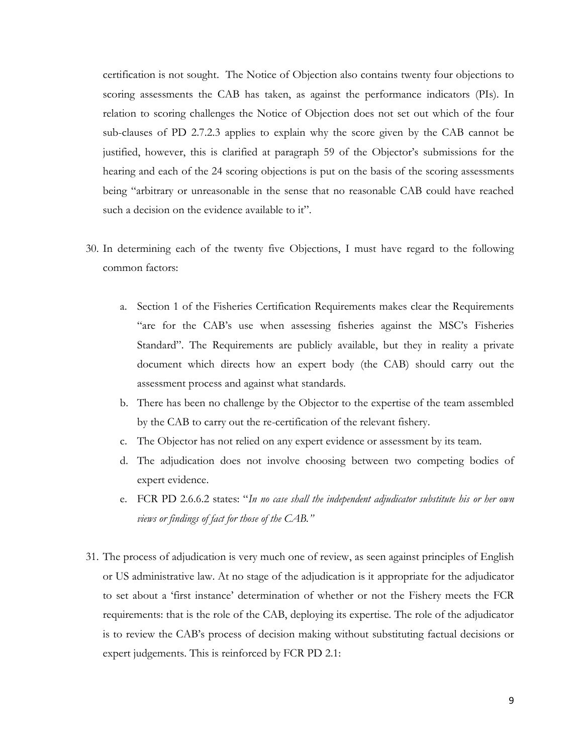certification is not sought. The Notice of Objection also contains twenty four objections to scoring assessments the CAB has taken, as against the performance indicators (PIs). In relation to scoring challenges the Notice of Objection does not set out which of the four sub-clauses of PD 2.7.2.3 applies to explain why the score given by the CAB cannot be justified, however, this is clarified at paragraph 59 of the Objector's submissions for the hearing and each of the 24 scoring objections is put on the basis of the scoring assessments being "arbitrary or unreasonable in the sense that no reasonable CAB could have reached such a decision on the evidence available to it".

30. In determining each of the twenty five Objections, I must have regard to the following common factors:

    a. Section 1 of the Fisheries Certification Requirements makes clear the Requirements "are for the CAB's use when assessing fisheries against the MSC's Fisheries Standard". The Requirements are publicly available, but they in reality a private document which directs how an expert body (the CAB) should carry out the assessment process and against what standards.
    b. There has been no challenge by the Objector to the expertise of the team assembled by the CAB to carry out the re-certification of the relevant fishery.
    c. The Objector has not relied on any expert evidence or assessment by its team.
    d. The adjudication does not involve choosing between two competing bodies of expert evidence.
    e. FCR PD 2.6.6.2 states: "*In no case shall the independent adjudicator substitute his or her own views or findings of fact for those of the CAB.*"

31. The process of adjudication is very much one of review, as seen against principles of English or US administrative law. At no stage of the adjudication is it appropriate for the adjudicator to set about a 'first instance' determination of whether or not the Fishery meets the FCR requirements: that is the role of the CAB, deploying its expertise. The role of the adjudicator is to review the CAB's process of decision making without substituting factual decisions or expert judgements. This is reinforced by FCR PD 2.1: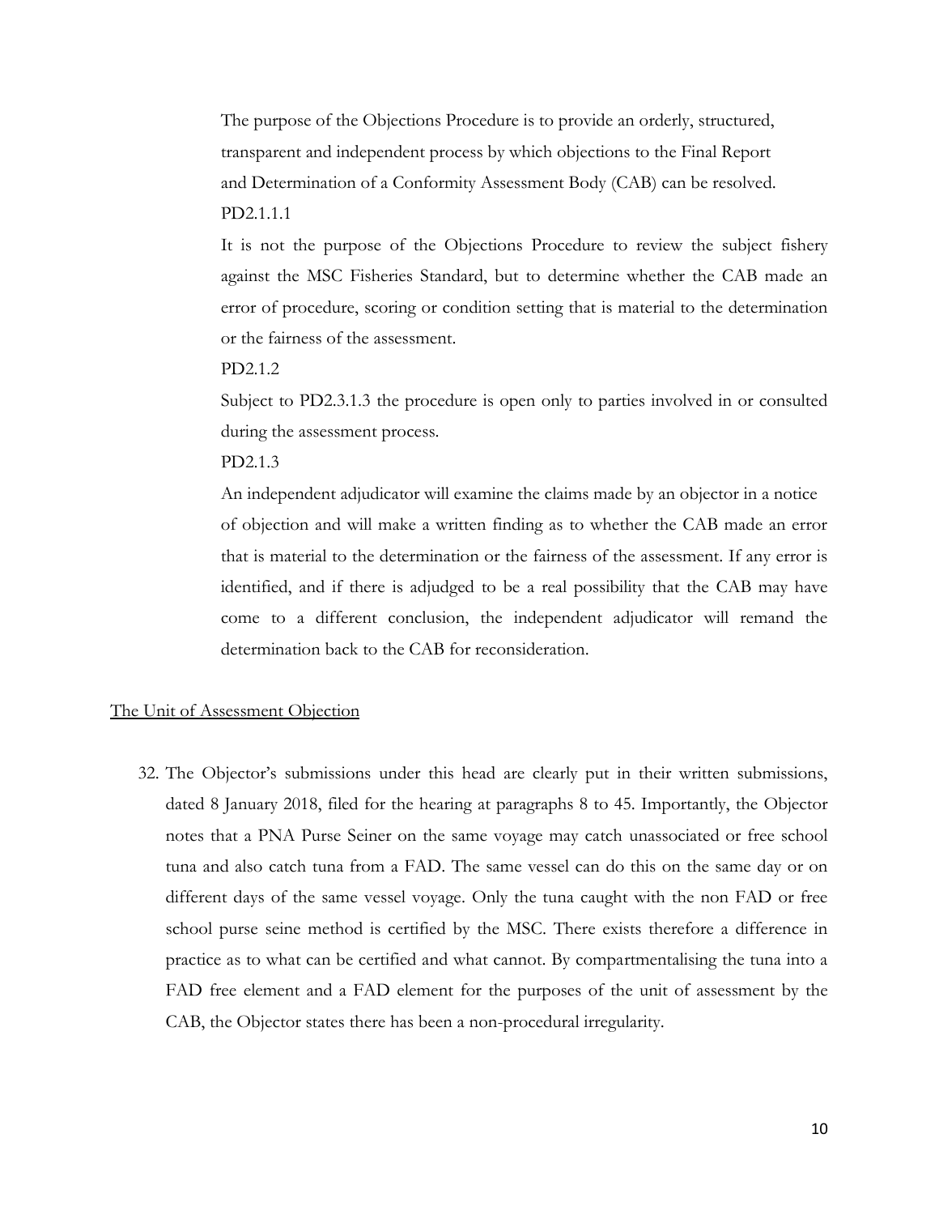> The purpose of the Objections Procedure is to provide an orderly, structured, transparent and independent process by which objections to the Final Report and Determination of a Conformity Assessment Body (CAB) can be resolved.
>
> PD2.1.1.1
>
> It is not the purpose of the Objections Procedure to review the subject fishery against the MSC Fisheries Standard, but to determine whether the CAB made an error of procedure, scoring or condition setting that is material to the determination or the fairness of the assessment.
>
> PD2.1.2
>
> Subject to PD2.3.1.3 the procedure is open only to parties involved in or consulted during the assessment process.
>
> PD2.1.3
>
> An independent adjudicator will examine the claims made by an objector in a notice of objection and will make a written finding as to whether the CAB made an error that is material to the determination or the fairness of the assessment. If any error is identified, and if there is adjudged to be a real possibility that the CAB may have come to a different conclusion, the independent adjudicator will remand the determination back to the CAB for reconsideration.

<u>The Unit of Assessment Objection</u>

32. The Objector's submissions under this head are clearly put in their written submissions, dated 8 January 2018, filed for the hearing at paragraphs 8 to 45. Importantly, the Objector notes that a PNA Purse Seiner on the same voyage may catch unassociated or free school tuna and also catch tuna from a FAD. The same vessel can do this on the same day or on different days of the same vessel voyage. Only the tuna caught with the non FAD or free school purse seine method is certified by the MSC. There exists therefore a difference in practice as to what can be certified and what cannot. By compartmentalising the tuna into a FAD free element and a FAD element for the purposes of the unit of assessment by the CAB, the Objector states there has been a non-procedural irregularity.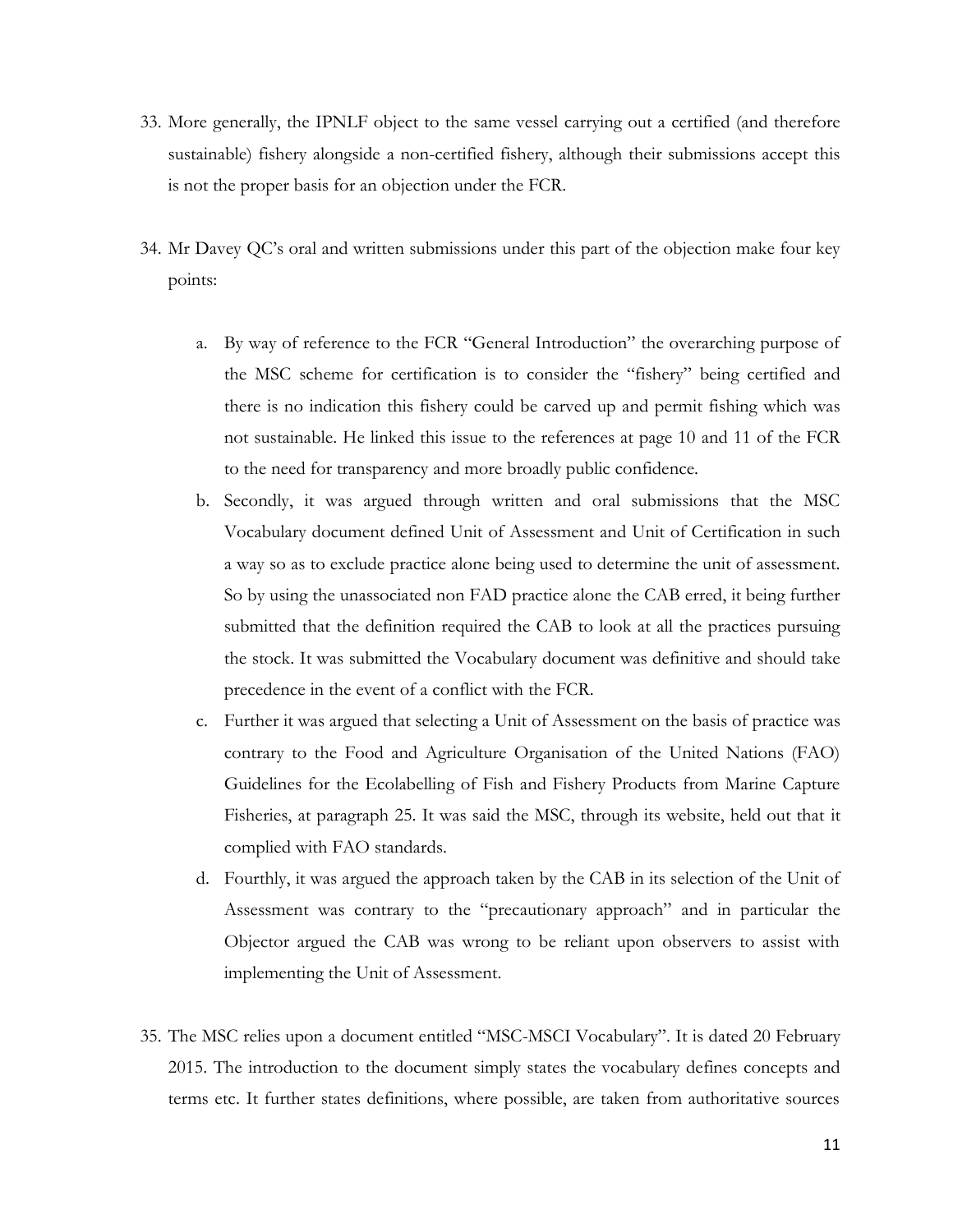33. More generally, the IPNLF object to the same vessel carrying out a certified (and therefore sustainable) fishery alongside a non-certified fishery, although their submissions accept this is not the proper basis for an objection under the FCR.

34. Mr Davey QC's oral and written submissions under this part of the objection make four key points:

    a. By way of reference to the FCR "General Introduction" the overarching purpose of the MSC scheme for certification is to consider the "fishery" being certified and there is no indication this fishery could be carved up and permit fishing which was not sustainable. He linked this issue to the references at page 10 and 11 of the FCR to the need for transparency and more broadly public confidence.

    b. Secondly, it was argued through written and oral submissions that the MSC Vocabulary document defined Unit of Assessment and Unit of Certification in such a way so as to exclude practice alone being used to determine the unit of assessment. So by using the unassociated non FAD practice alone the CAB erred, it being further submitted that the definition required the CAB to look at all the practices pursuing the stock. It was submitted the Vocabulary document was definitive and should take precedence in the event of a conflict with the FCR.

    c. Further it was argued that selecting a Unit of Assessment on the basis of practice was contrary to the Food and Agriculture Organisation of the United Nations (FAO) Guidelines for the Ecolabelling of Fish and Fishery Products from Marine Capture Fisheries, at paragraph 25. It was said the MSC, through its website, held out that it complied with FAO standards.

    d. Fourthly, it was argued the approach taken by the CAB in its selection of the Unit of Assessment was contrary to the "precautionary approach" and in particular the Objector argued the CAB was wrong to be reliant upon observers to assist with implementing the Unit of Assessment.

35. The MSC relies upon a document entitled "MSC-MSCI Vocabulary". It is dated 20 February 2015. The introduction to the document simply states the vocabulary defines concepts and terms etc. It further states definitions, where possible, are taken from authoritative sources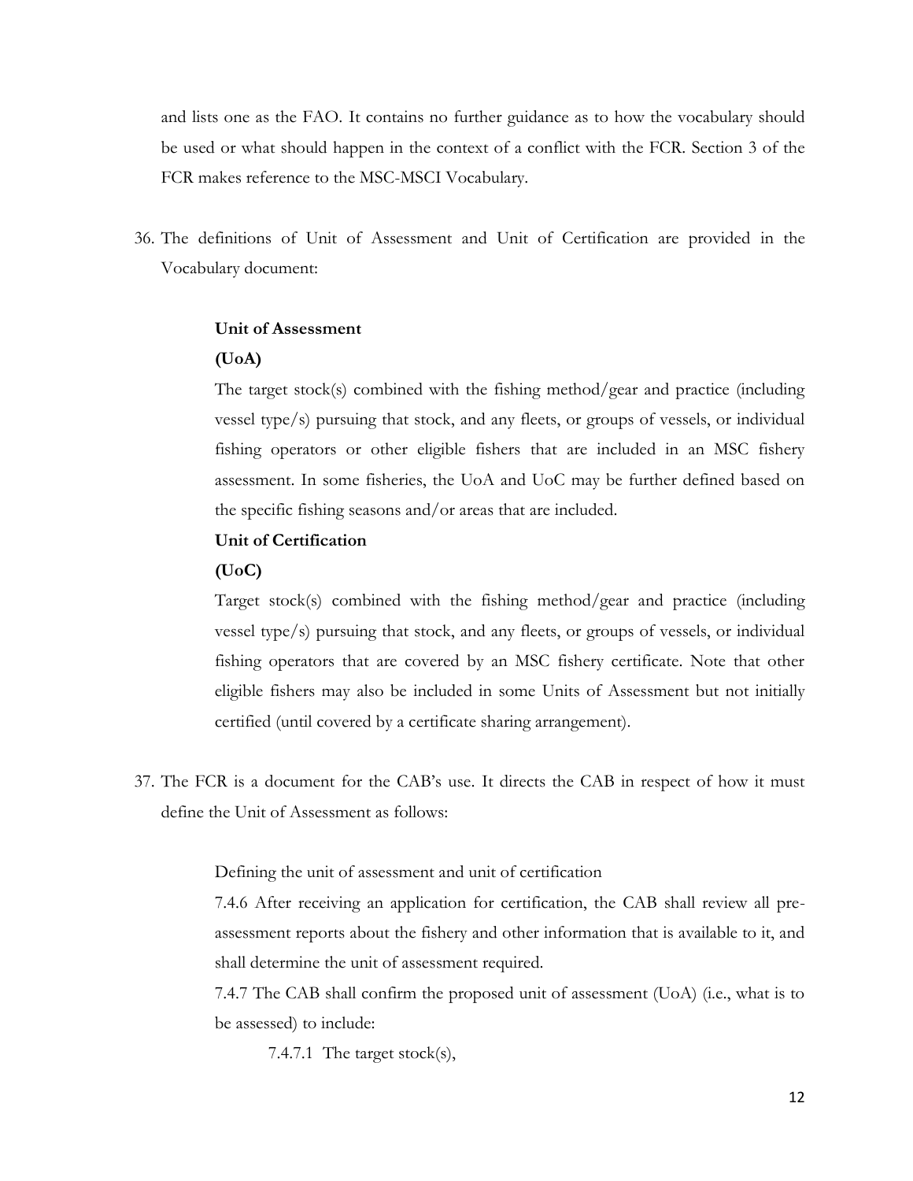and lists one as the FAO. It contains no further guidance as to how the vocabulary should be used or what should happen in the context of a conflict with the FCR. Section 3 of the FCR makes reference to the MSC-MSCI Vocabulary.

36. The definitions of Unit of Assessment and Unit of Certification are provided in the Vocabulary document:

> **Unit of Assessment**
>
> **(UoA)**
>
> The target stock(s) combined with the fishing method/gear and practice (including vessel type/s) pursuing that stock, and any fleets, or groups of vessels, or individual fishing operators or other eligible fishers that are included in an MSC fishery assessment. In some fisheries, the UoA and UoC may be further defined based on the specific fishing seasons and/or areas that are included.
>
> **Unit of Certification**
>
> **(UoC)**
>
> Target stock(s) combined with the fishing method/gear and practice (including vessel type/s) pursuing that stock, and any fleets, or groups of vessels, or individual fishing operators that are covered by an MSC fishery certificate. Note that other eligible fishers may also be included in some Units of Assessment but not initially certified (until covered by a certificate sharing arrangement).

37. The FCR is a document for the CAB's use. It directs the CAB in respect of how it must define the Unit of Assessment as follows:

> Defining the unit of assessment and unit of certification
>
> 7.4.6 After receiving an application for certification, the CAB shall review all pre-assessment reports about the fishery and other information that is available to it, and shall determine the unit of assessment required.
>
> 7.4.7 The CAB shall confirm the proposed unit of assessment (UoA) (i.e., what is to be assessed) to include:
>
> 7.4.7.1 The target stock(s),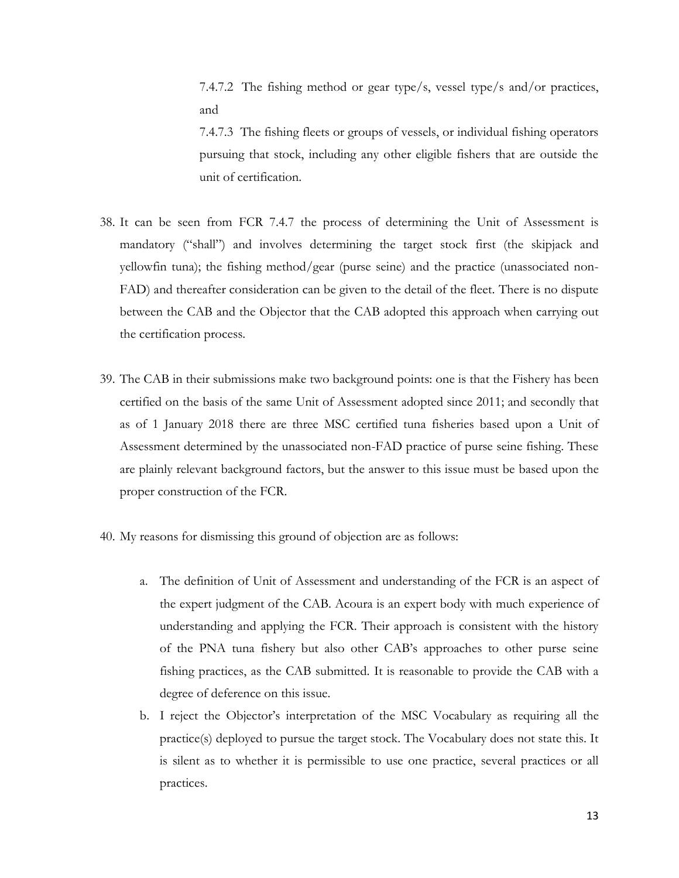7.4.7.2 The fishing method or gear type/s, vessel type/s and/or practices, and

7.4.7.3 The fishing fleets or groups of vessels, or individual fishing operators pursuing that stock, including any other eligible fishers that are outside the unit of certification.

38. It can be seen from FCR 7.4.7 the process of determining the Unit of Assessment is mandatory ("shall") and involves determining the target stock first (the skipjack and yellowfin tuna); the fishing method/gear (purse seine) and the practice (unassociated non-FAD) and thereafter consideration can be given to the detail of the fleet. There is no dispute between the CAB and the Objector that the CAB adopted this approach when carrying out the certification process.

39. The CAB in their submissions make two background points: one is that the Fishery has been certified on the basis of the same Unit of Assessment adopted since 2011; and secondly that as of 1 January 2018 there are three MSC certified tuna fisheries based upon a Unit of Assessment determined by the unassociated non-FAD practice of purse seine fishing. These are plainly relevant background factors, but the answer to this issue must be based upon the proper construction of the FCR.

40. My reasons for dismissing this ground of objection are as follows:

    a. The definition of Unit of Assessment and understanding of the FCR is an aspect of the expert judgment of the CAB. Acoura is an expert body with much experience of understanding and applying the FCR. Their approach is consistent with the history of the PNA tuna fishery but also other CAB's approaches to other purse seine fishing practices, as the CAB submitted. It is reasonable to provide the CAB with a degree of deference on this issue.

    b. I reject the Objector's interpretation of the MSC Vocabulary as requiring all the practice(s) deployed to pursue the target stock. The Vocabulary does not state this. It is silent as to whether it is permissible to use one practice, several practices or all practices.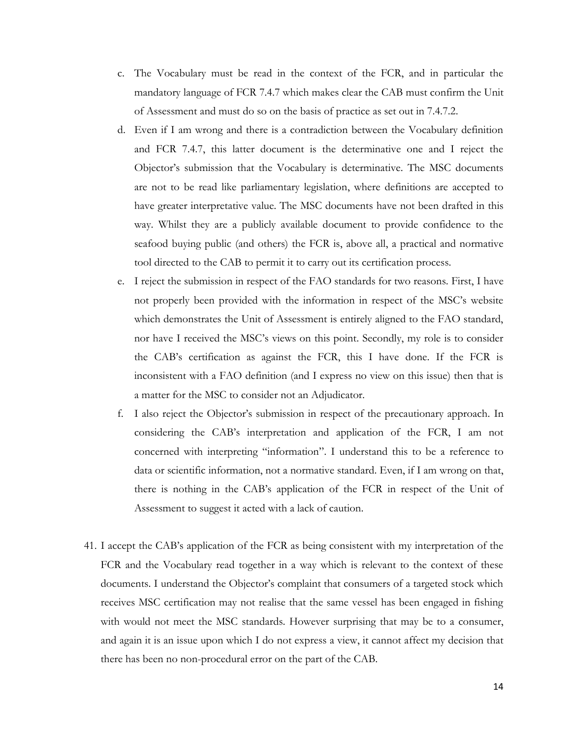c. The Vocabulary must be read in the context of the FCR, and in particular the mandatory language of FCR 7.4.7 which makes clear the CAB must confirm the Unit of Assessment and must do so on the basis of practice as set out in 7.4.7.2.

d. Even if I am wrong and there is a contradiction between the Vocabulary definition and FCR 7.4.7, this latter document is the determinative one and I reject the Objector's submission that the Vocabulary is determinative. The MSC documents are not to be read like parliamentary legislation, where definitions are accepted to have greater interpretative value. The MSC documents have not been drafted in this way. Whilst they are a publicly available document to provide confidence to the seafood buying public (and others) the FCR is, above all, a practical and normative tool directed to the CAB to permit it to carry out its certification process.

e. I reject the submission in respect of the FAO standards for two reasons. First, I have not properly been provided with the information in respect of the MSC's website which demonstrates the Unit of Assessment is entirely aligned to the FAO standard, nor have I received the MSC's views on this point. Secondly, my role is to consider the CAB's certification as against the FCR, this I have done. If the FCR is inconsistent with a FAO definition (and I express no view on this issue) then that is a matter for the MSC to consider not an Adjudicator.

f. I also reject the Objector's submission in respect of the precautionary approach. In considering the CAB's interpretation and application of the FCR, I am not concerned with interpreting "information". I understand this to be a reference to data or scientific information, not a normative standard. Even, if I am wrong on that, there is nothing in the CAB's application of the FCR in respect of the Unit of Assessment to suggest it acted with a lack of caution.

41. I accept the CAB's application of the FCR as being consistent with my interpretation of the FCR and the Vocabulary read together in a way which is relevant to the context of these documents. I understand the Objector's complaint that consumers of a targeted stock which receives MSC certification may not realise that the same vessel has been engaged in fishing with would not meet the MSC standards. However surprising that may be to a consumer, and again it is an issue upon which I do not express a view, it cannot affect my decision that there has been no non-procedural error on the part of the CAB.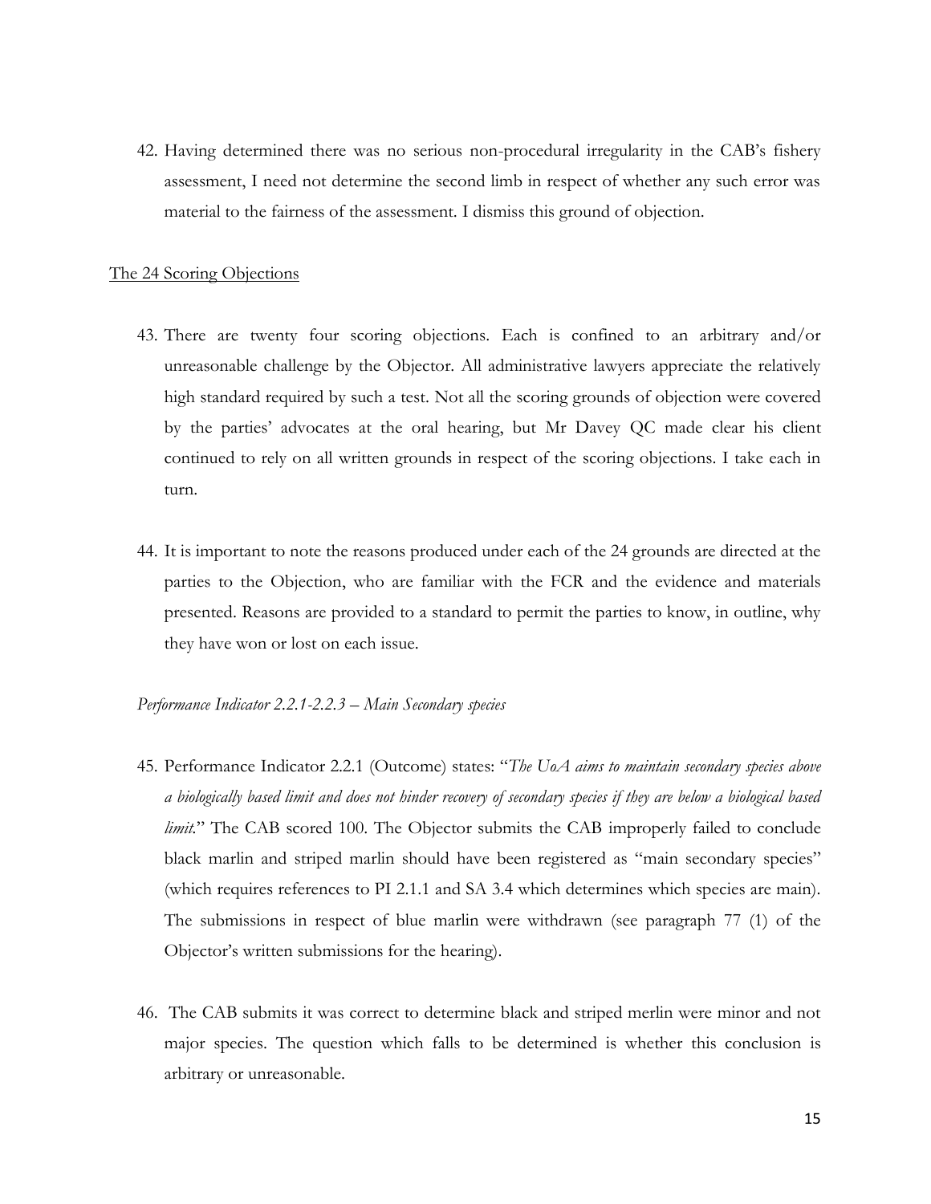42. Having determined there was no serious non-procedural irregularity in the CAB's fishery assessment, I need not determine the second limb in respect of whether any such error was material to the fairness of the assessment. I dismiss this ground of objection.

<u>The 24 Scoring Objections</u>

43. There are twenty four scoring objections. Each is confined to an arbitrary and/or unreasonable challenge by the Objector. All administrative lawyers appreciate the relatively high standard required by such a test. Not all the scoring grounds of objection were covered by the parties' advocates at the oral hearing, but Mr Davey QC made clear his client continued to rely on all written grounds in respect of the scoring objections. I take each in turn.

44. It is important to note the reasons produced under each of the 24 grounds are directed at the parties to the Objection, who are familiar with the FCR and the evidence and materials presented. Reasons are provided to a standard to permit the parties to know, in outline, why they have won or lost on each issue.

*Performance Indicator 2.2.1-2.2.3 – Main Secondary species*

45. Performance Indicator 2.2.1 (Outcome) states: "*The UoA aims to maintain secondary species above a biologically based limit and does not hinder recovery of secondary species if they are below a biological based limit.*" The CAB scored 100. The Objector submits the CAB improperly failed to conclude black marlin and striped marlin should have been registered as "main secondary species" (which requires references to PI 2.1.1 and SA 3.4 which determines which species are main). The submissions in respect of blue marlin were withdrawn (see paragraph 77 (1) of the Objector's written submissions for the hearing).

46. The CAB submits it was correct to determine black and striped merlin were minor and not major species. The question which falls to be determined is whether this conclusion is arbitrary or unreasonable.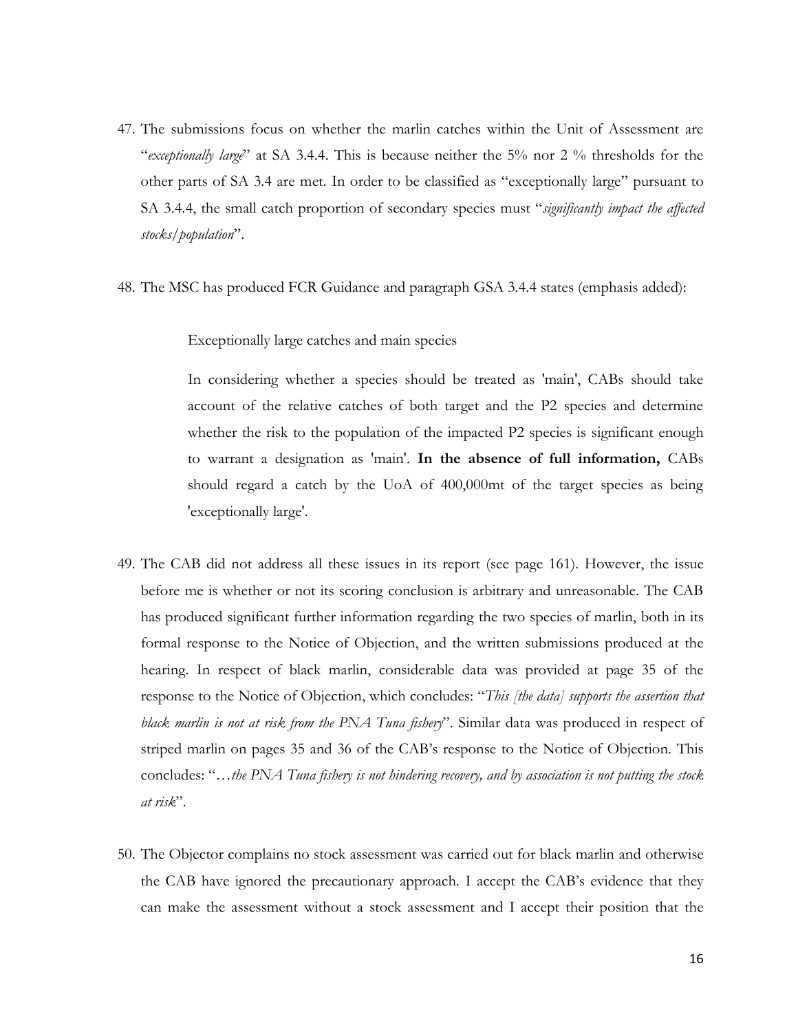47. The submissions focus on whether the marlin catches within the Unit of Assessment are "*exceptionally large*" at SA 3.4.4. This is because neither the 5% nor 2 % thresholds for the other parts of SA 3.4 are met. In order to be classified as "exceptionally large" pursuant to SA 3.4.4, the small catch proportion of secondary species must "*significantly impact the affected stocks/population*".

48. The MSC has produced FCR Guidance and paragraph GSA 3.4.4 states (emphasis added):

> Exceptionally large catches and main species
>
> In considering whether a species should be treated as 'main', CABs should take account of the relative catches of both target and the P2 species and determine whether the risk to the population of the impacted P2 species is significant enough to warrant a designation as 'main'. **In the absence of full information,** CABs should regard a catch by the UoA of 400,000mt of the target species as being 'exceptionally large'.

49. The CAB did not address all these issues in its report (see page 161). However, the issue before me is whether or not its scoring conclusion is arbitrary and unreasonable. The CAB has produced significant further information regarding the two species of marlin, both in its formal response to the Notice of Objection, and the written submissions produced at the hearing. In respect of black marlin, considerable data was provided at page 35 of the response to the Notice of Objection, which concludes: "*This [the data] supports the assertion that black marlin is not at risk from the PNA Tuna fishery*". Similar data was produced in respect of striped marlin on pages 35 and 36 of the CAB's response to the Notice of Objection. This concludes: "*…the PNA Tuna fishery is not hindering recovery, and by association is not putting the stock at risk*".

50. The Objector complains no stock assessment was carried out for black marlin and otherwise the CAB have ignored the precautionary approach. I accept the CAB's evidence that they can make the assessment without a stock assessment and I accept their position that the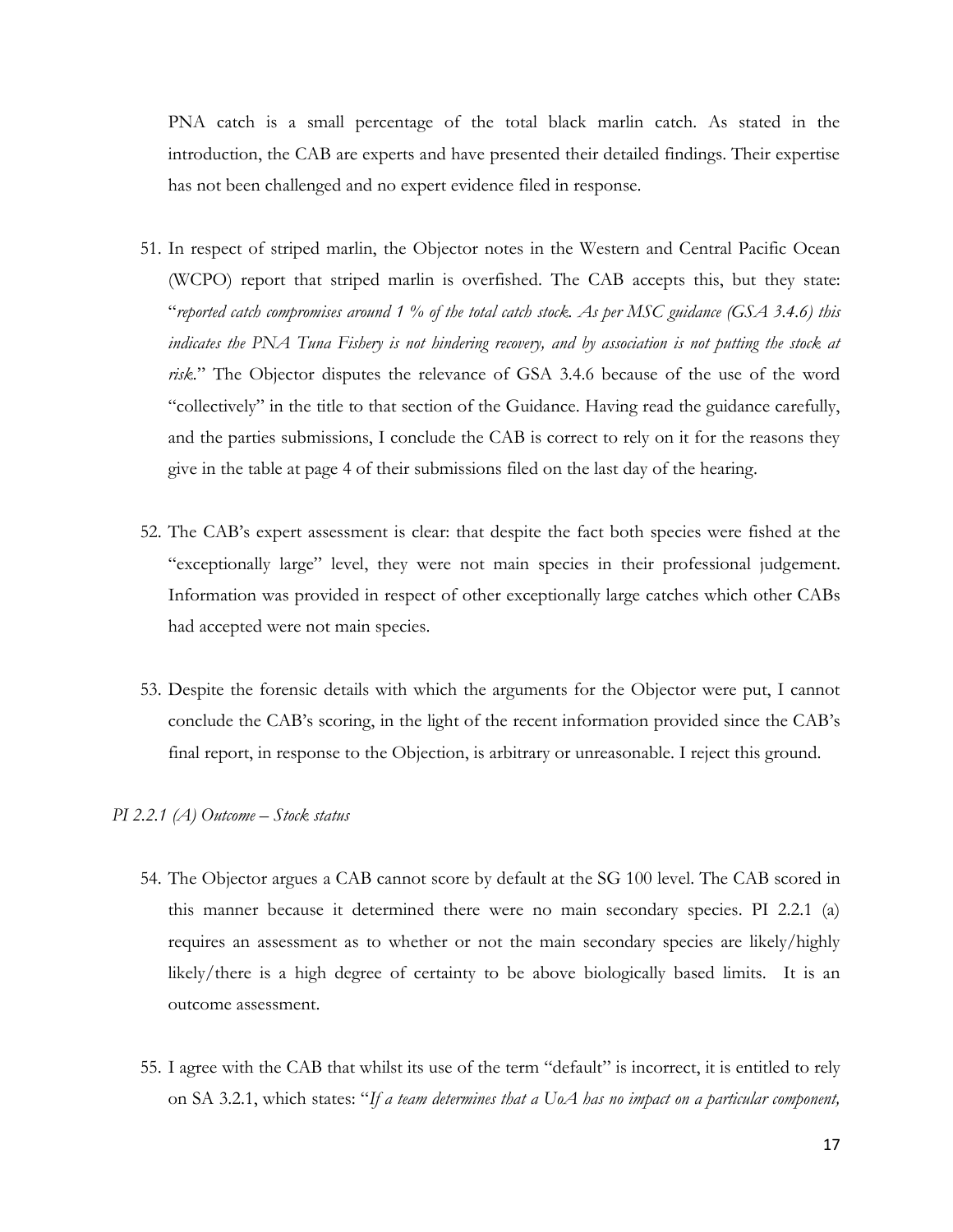PNA catch is a small percentage of the total black marlin catch. As stated in the introduction, the CAB are experts and have presented their detailed findings. Their expertise has not been challenged and no expert evidence filed in response.

51. In respect of striped marlin, the Objector notes in the Western and Central Pacific Ocean (WCPO) report that striped marlin is overfished. The CAB accepts this, but they state: "*reported catch compromises around 1 % of the total catch stock. As per MSC guidance (GSA 3.4.6) this indicates the PNA Tuna Fishery is not hindering recovery, and by association is not putting the stock at risk.*" The Objector disputes the relevance of GSA 3.4.6 because of the use of the word "collectively" in the title to that section of the Guidance. Having read the guidance carefully, and the parties submissions, I conclude the CAB is correct to rely on it for the reasons they give in the table at page 4 of their submissions filed on the last day of the hearing.

52. The CAB's expert assessment is clear: that despite the fact both species were fished at the "exceptionally large" level, they were not main species in their professional judgement. Information was provided in respect of other exceptionally large catches which other CABs had accepted were not main species.

53. Despite the forensic details with which the arguments for the Objector were put, I cannot conclude the CAB's scoring, in the light of the recent information provided since the CAB's final report, in response to the Objection, is arbitrary or unreasonable. I reject this ground.

*PI 2.2.1 (A) Outcome – Stock status*

54. The Objector argues a CAB cannot score by default at the SG 100 level. The CAB scored in this manner because it determined there were no main secondary species. PI 2.2.1 (a) requires an assessment as to whether or not the main secondary species are likely/highly likely/there is a high degree of certainty to be above biologically based limits. It is an outcome assessment.

55. I agree with the CAB that whilst its use of the term "default" is incorrect, it is entitled to rely on SA 3.2.1, which states: "*If a team determines that a UoA has no impact on a particular component,*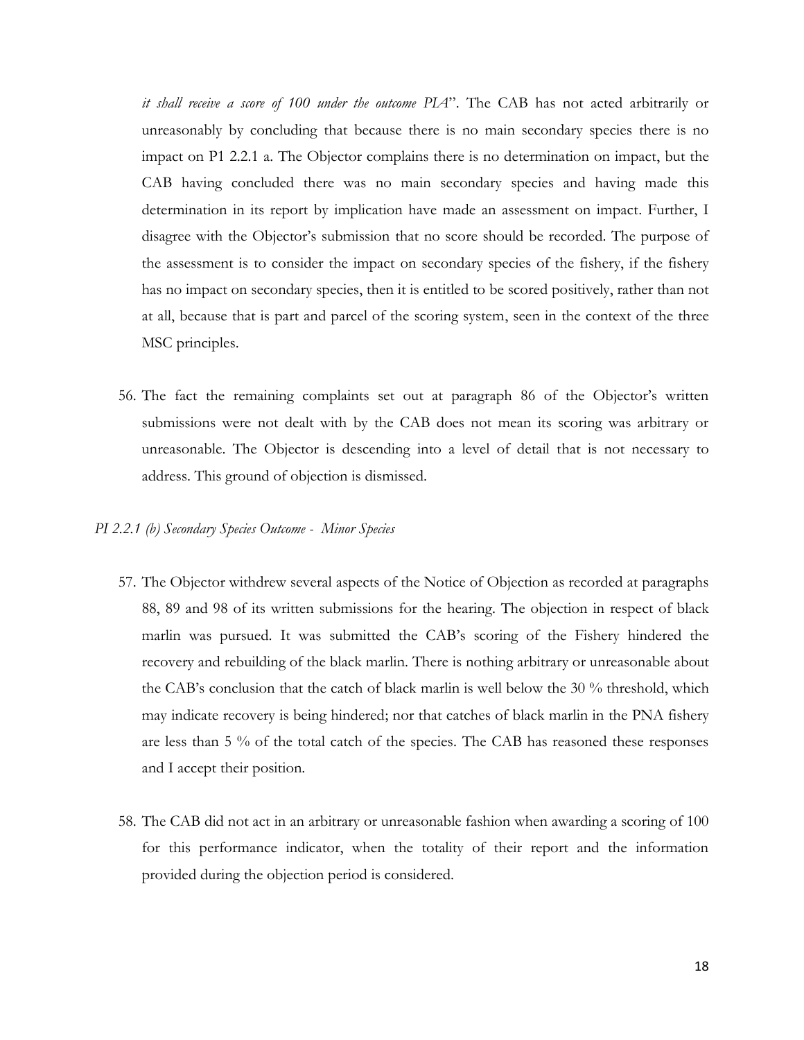*it shall receive a score of 100 under the outcome PIA*". The CAB has not acted arbitrarily or unreasonably by concluding that because there is no main secondary species there is no impact on P1 2.2.1 a. The Objector complains there is no determination on impact, but the CAB having concluded there was no main secondary species and having made this determination in its report by implication have made an assessment on impact. Further, I disagree with the Objector's submission that no score should be recorded. The purpose of the assessment is to consider the impact on secondary species of the fishery, if the fishery has no impact on secondary species, then it is entitled to be scored positively, rather than not at all, because that is part and parcel of the scoring system, seen in the context of the three MSC principles.

56. The fact the remaining complaints set out at paragraph 86 of the Objector's written submissions were not dealt with by the CAB does not mean its scoring was arbitrary or unreasonable. The Objector is descending into a level of detail that is not necessary to address. This ground of objection is dismissed.

*PI 2.2.1 (b) Secondary Species Outcome - Minor Species*

57. The Objector withdrew several aspects of the Notice of Objection as recorded at paragraphs 88, 89 and 98 of its written submissions for the hearing. The objection in respect of black marlin was pursued. It was submitted the CAB's scoring of the Fishery hindered the recovery and rebuilding of the black marlin. There is nothing arbitrary or unreasonable about the CAB's conclusion that the catch of black marlin is well below the 30 % threshold, which may indicate recovery is being hindered; nor that catches of black marlin in the PNA fishery are less than 5 % of the total catch of the species. The CAB has reasoned these responses and I accept their position.

58. The CAB did not act in an arbitrary or unreasonable fashion when awarding a scoring of 100 for this performance indicator, when the totality of their report and the information provided during the objection period is considered.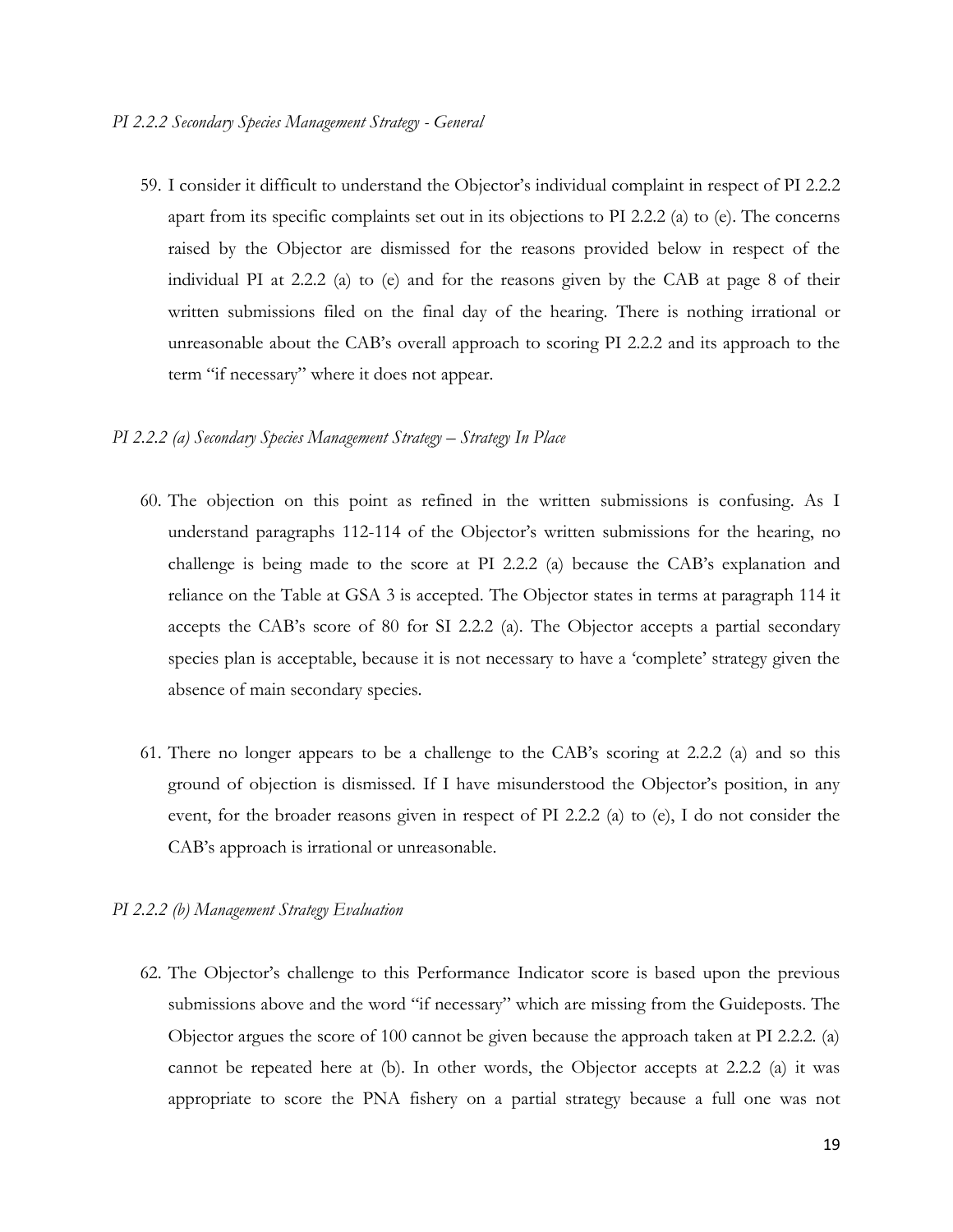*PI 2.2.2 Secondary Species Management Strategy - General*

59. I consider it difficult to understand the Objector's individual complaint in respect of PI 2.2.2 apart from its specific complaints set out in its objections to PI 2.2.2 (a) to (e). The concerns raised by the Objector are dismissed for the reasons provided below in respect of the individual PI at 2.2.2 (a) to (e) and for the reasons given by the CAB at page 8 of their written submissions filed on the final day of the hearing. There is nothing irrational or unreasonable about the CAB's overall approach to scoring PI 2.2.2 and its approach to the term "if necessary" where it does not appear.

*PI 2.2.2 (a) Secondary Species Management Strategy – Strategy In Place*

60. The objection on this point as refined in the written submissions is confusing. As I understand paragraphs 112-114 of the Objector's written submissions for the hearing, no challenge is being made to the score at PI 2.2.2 (a) because the CAB's explanation and reliance on the Table at GSA 3 is accepted. The Objector states in terms at paragraph 114 it accepts the CAB's score of 80 for SI 2.2.2 (a). The Objector accepts a partial secondary species plan is acceptable, because it is not necessary to have a 'complete' strategy given the absence of main secondary species.

61. There no longer appears to be a challenge to the CAB's scoring at 2.2.2 (a) and so this ground of objection is dismissed. If I have misunderstood the Objector's position, in any event, for the broader reasons given in respect of PI 2.2.2 (a) to (e), I do not consider the CAB's approach is irrational or unreasonable.

*PI 2.2.2 (b) Management Strategy Evaluation*

62. The Objector's challenge to this Performance Indicator score is based upon the previous submissions above and the word "if necessary" which are missing from the Guideposts. The Objector argues the score of 100 cannot be given because the approach taken at PI 2.2.2. (a) cannot be repeated here at (b). In other words, the Objector accepts at 2.2.2 (a) it was appropriate to score the PNA fishery on a partial strategy because a full one was not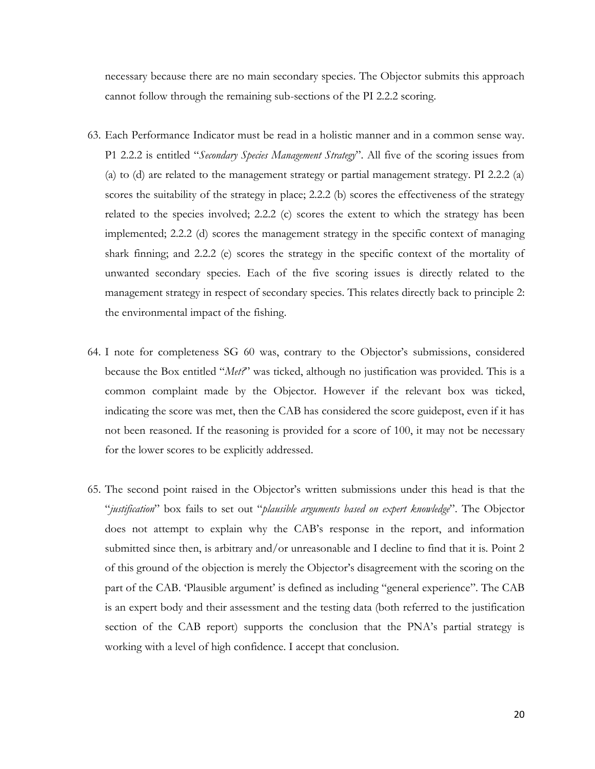necessary because there are no main secondary species. The Objector submits this approach cannot follow through the remaining sub-sections of the PI 2.2.2 scoring.

63. Each Performance Indicator must be read in a holistic manner and in a common sense way. P1 2.2.2 is entitled "*Secondary Species Management Strategy*". All five of the scoring issues from (a) to (d) are related to the management strategy or partial management strategy. PI 2.2.2 (a) scores the suitability of the strategy in place; 2.2.2 (b) scores the effectiveness of the strategy related to the species involved; 2.2.2 (c) scores the extent to which the strategy has been implemented; 2.2.2 (d) scores the management strategy in the specific context of managing shark finning; and 2.2.2 (e) scores the strategy in the specific context of the mortality of unwanted secondary species. Each of the five scoring issues is directly related to the management strategy in respect of secondary species. This relates directly back to principle 2: the environmental impact of the fishing.

64. I note for completeness SG 60 was, contrary to the Objector's submissions, considered because the Box entitled "*Met?*" was ticked, although no justification was provided. This is a common complaint made by the Objector. However if the relevant box was ticked, indicating the score was met, then the CAB has considered the score guidepost, even if it has not been reasoned. If the reasoning is provided for a score of 100, it may not be necessary for the lower scores to be explicitly addressed.

65. The second point raised in the Objector's written submissions under this head is that the "*justification*" box fails to set out "*plausible arguments based on expert knowledge*". The Objector does not attempt to explain why the CAB's response in the report, and information submitted since then, is arbitrary and/or unreasonable and I decline to find that it is. Point 2 of this ground of the objection is merely the Objector's disagreement with the scoring on the part of the CAB. 'Plausible argument' is defined as including "general experience". The CAB is an expert body and their assessment and the testing data (both referred to the justification section of the CAB report) supports the conclusion that the PNA's partial strategy is working with a level of high confidence. I accept that conclusion.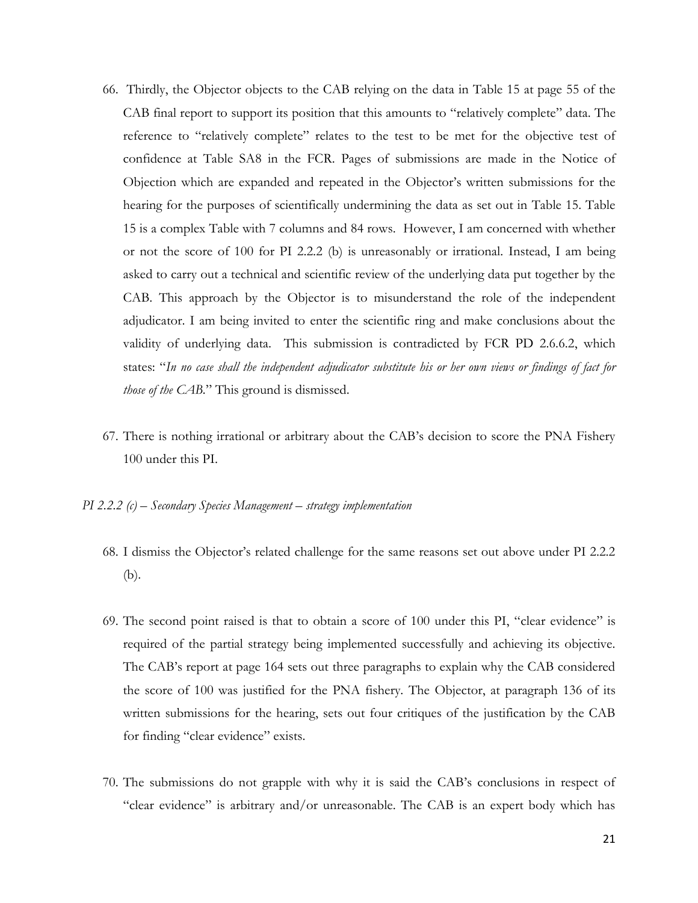66. Thirdly, the Objector objects to the CAB relying on the data in Table 15 at page 55 of the CAB final report to support its position that this amounts to "relatively complete" data. The reference to "relatively complete" relates to the test to be met for the objective test of confidence at Table SA8 in the FCR. Pages of submissions are made in the Notice of Objection which are expanded and repeated in the Objector's written submissions for the hearing for the purposes of scientifically undermining the data as set out in Table 15. Table 15 is a complex Table with 7 columns and 84 rows. However, I am concerned with whether or not the score of 100 for PI 2.2.2 (b) is unreasonably or irrational. Instead, I am being asked to carry out a technical and scientific review of the underlying data put together by the CAB. This approach by the Objector is to misunderstand the role of the independent adjudicator. I am being invited to enter the scientific ring and make conclusions about the validity of underlying data. This submission is contradicted by FCR PD 2.6.6.2, which states: "*In no case shall the independent adjudicator substitute his or her own views or findings of fact for those of the CAB.*" This ground is dismissed.

67. There is nothing irrational or arbitrary about the CAB's decision to score the PNA Fishery 100 under this PI.

*PI 2.2.2 (c) – Secondary Species Management – strategy implementation*

68. I dismiss the Objector's related challenge for the same reasons set out above under PI 2.2.2 (b).

69. The second point raised is that to obtain a score of 100 under this PI, "clear evidence" is required of the partial strategy being implemented successfully and achieving its objective. The CAB's report at page 164 sets out three paragraphs to explain why the CAB considered the score of 100 was justified for the PNA fishery. The Objector, at paragraph 136 of its written submissions for the hearing, sets out four critiques of the justification by the CAB for finding "clear evidence" exists.

70. The submissions do not grapple with why it is said the CAB's conclusions in respect of "clear evidence" is arbitrary and/or unreasonable. The CAB is an expert body which has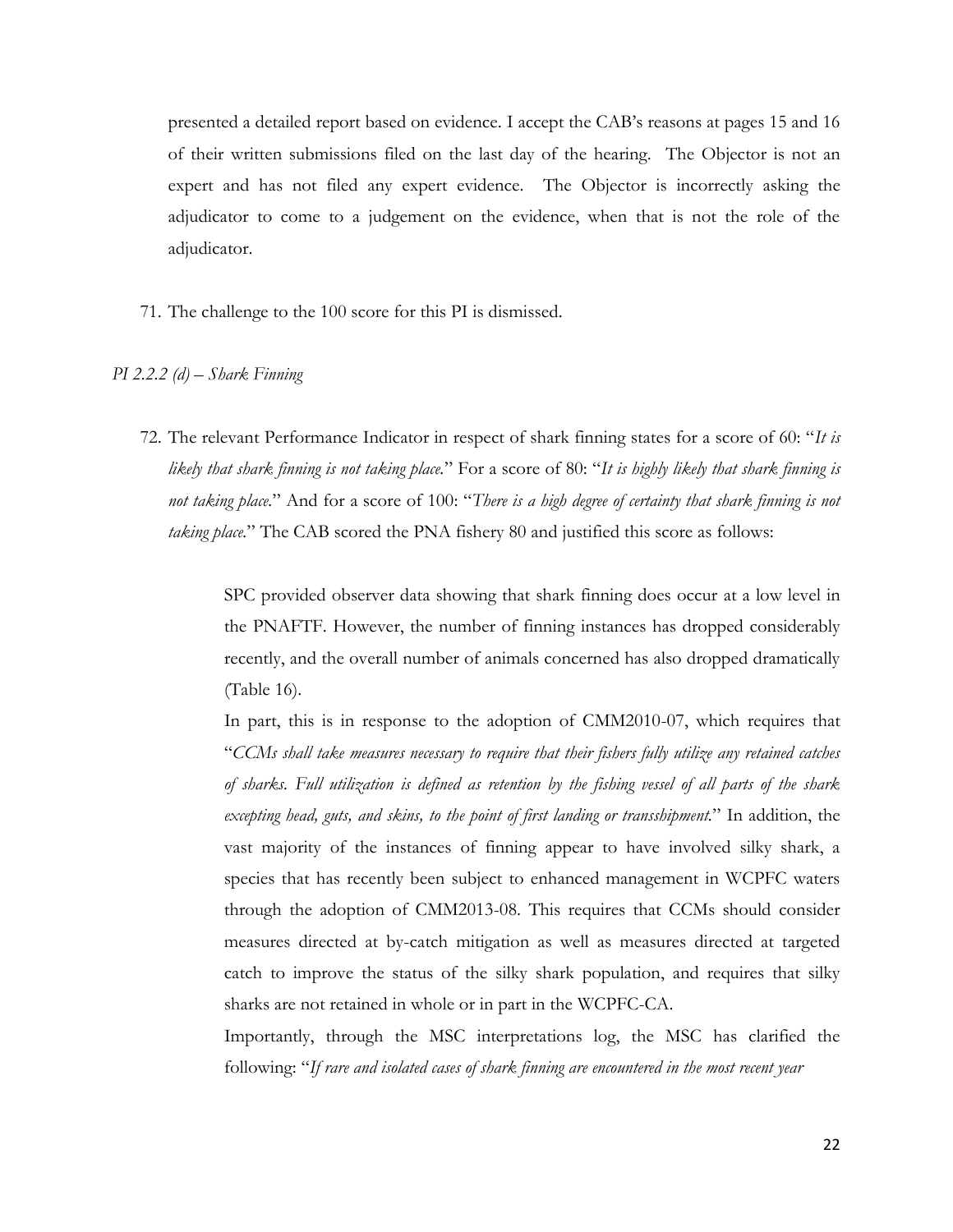presented a detailed report based on evidence. I accept the CAB's reasons at pages 15 and 16 of their written submissions filed on the last day of the hearing. The Objector is not an expert and has not filed any expert evidence. The Objector is incorrectly asking the adjudicator to come to a judgement on the evidence, when that is not the role of the adjudicator.

71. The challenge to the 100 score for this PI is dismissed.

*PI 2.2.2 (d) – Shark Finning*

72. The relevant Performance Indicator in respect of shark finning states for a score of 60: "*It is likely that shark finning is not taking place.*" For a score of 80: "*It is highly likely that shark finning is not taking place.*" And for a score of 100: "*There is a high degree of certainty that shark finning is not taking place.*" The CAB scored the PNA fishery 80 and justified this score as follows:

> SPC provided observer data showing that shark finning does occur at a low level in the PNAFTF. However, the number of finning instances has dropped considerably recently, and the overall number of animals concerned has also dropped dramatically (Table 16).
>
> In part, this is in response to the adoption of CMM2010-07, which requires that "*CCMs shall take measures necessary to require that their fishers fully utilize any retained catches of sharks. Full utilization is defined as retention by the fishing vessel of all parts of the shark excepting head, guts, and skins, to the point of first landing or transshipment.*" In addition, the vast majority of the instances of finning appear to have involved silky shark, a species that has recently been subject to enhanced management in WCPFC waters through the adoption of CMM2013-08. This requires that CCMs should consider measures directed at by-catch mitigation as well as measures directed at targeted catch to improve the status of the silky shark population, and requires that silky sharks are not retained in whole or in part in the WCPFC-CA.
>
> Importantly, through the MSC interpretations log, the MSC has clarified the following: "*If rare and isolated cases of shark finning are encountered in the most recent year*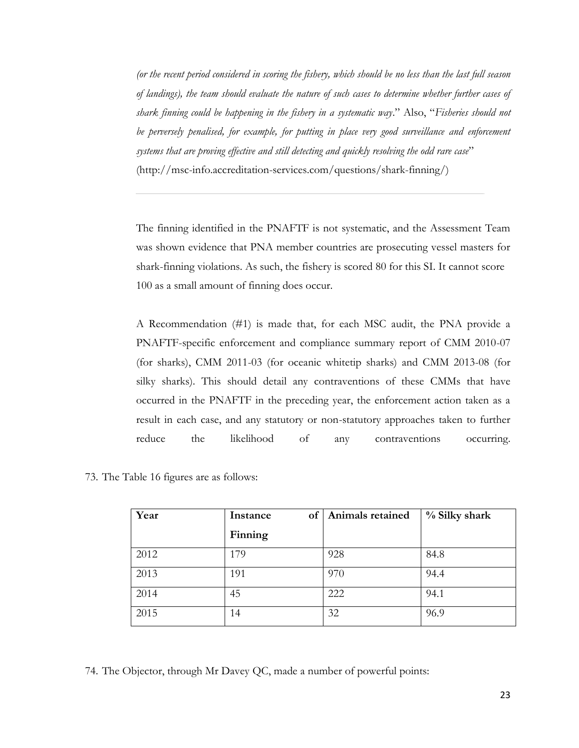*(or the recent period considered in scoring the fishery, which should be no less than the last full season of landings), the team should evaluate the nature of such cases to determine whether further cases of shark finning could be happening in the fishery in a systematic way*." Also, "*Fisheries should not be perversely penalised, for example, for putting in place very good surveillance and enforcement systems that are proving effective and still detecting and quickly resolving the odd rare case*" (http://msc-info.accreditation-services.com/questions/shark-finning/)

---

The finning identified in the PNAFTF is not systematic, and the Assessment Team was shown evidence that PNA member countries are prosecuting vessel masters for shark-finning violations. As such, the fishery is scored 80 for this SI. It cannot score 100 as a small amount of finning does occur.

A Recommendation (#1) is made that, for each MSC audit, the PNA provide a PNAFTF-specific enforcement and compliance summary report of CMM 2010-07 (for sharks), CMM 2011-03 (for oceanic whitetip sharks) and CMM 2013-08 (for silky sharks). This should detail any contraventions of these CMMs that have occurred in the PNAFTF in the preceding year, the enforcement action taken as a result in each case, and any statutory or non-statutory approaches taken to further reduce the likelihood of any contraventions occurring.

73. The Table 16 figures are as follows:

| Year | Instance of Finning | Animals retained | % Silky shark |
|---|---|---|---|
| 2012 | 179 | 928 | 84.8 |
| 2013 | 191 | 970 | 94.4 |
| 2014 | 45 | 222 | 94.1 |
| 2015 | 14 | 32 | 96.9 |

74. The Objector, through Mr Davey QC, made a number of powerful points: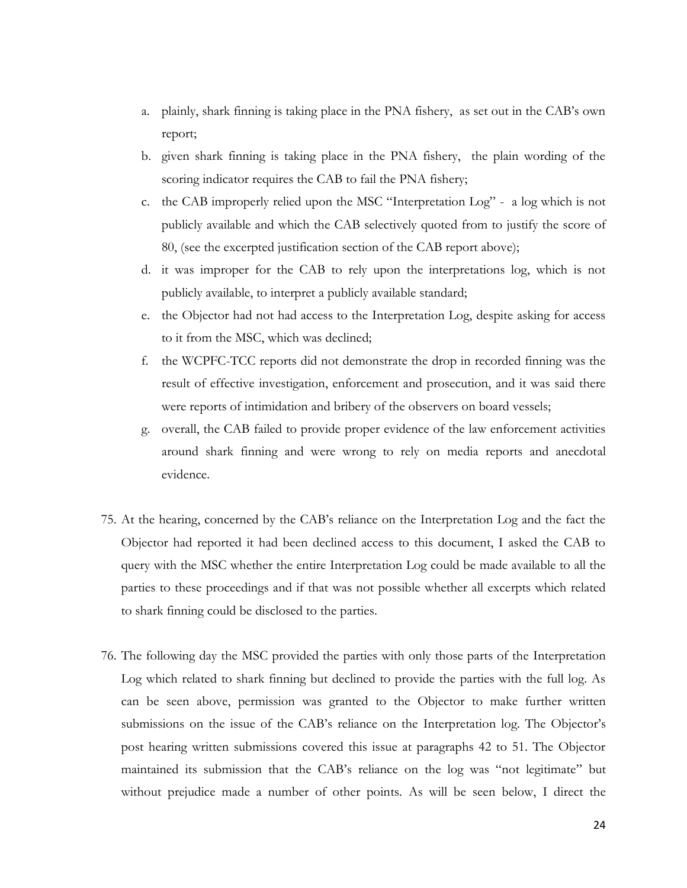a. plainly, shark finning is taking place in the PNA fishery, as set out in the CAB's own report;
b. given shark finning is taking place in the PNA fishery, the plain wording of the scoring indicator requires the CAB to fail the PNA fishery;
c. the CAB improperly relied upon the MSC "Interpretation Log" - a log which is not publicly available and which the CAB selectively quoted from to justify the score of 80, (see the excerpted justification section of the CAB report above);
d. it was improper for the CAB to rely upon the interpretations log, which is not publicly available, to interpret a publicly available standard;
e. the Objector had not had access to the Interpretation Log, despite asking for access to it from the MSC, which was declined;
f. the WCPFC-TCC reports did not demonstrate the drop in recorded finning was the result of effective investigation, enforcement and prosecution, and it was said there were reports of intimidation and bribery of the observers on board vessels;
g. overall, the CAB failed to provide proper evidence of the law enforcement activities around shark finning and were wrong to rely on media reports and anecdotal evidence.

75. At the hearing, concerned by the CAB's reliance on the Interpretation Log and the fact the Objector had reported it had been declined access to this document, I asked the CAB to query with the MSC whether the entire Interpretation Log could be made available to all the parties to these proceedings and if that was not possible whether all excerpts which related to shark finning could be disclosed to the parties.

76. The following day the MSC provided the parties with only those parts of the Interpretation Log which related to shark finning but declined to provide the parties with the full log. As can be seen above, permission was granted to the Objector to make further written submissions on the issue of the CAB's reliance on the Interpretation log. The Objector's post hearing written submissions covered this issue at paragraphs 42 to 51. The Objector maintained its submission that the CAB's reliance on the log was "not legitimate" but without prejudice made a number of other points. As will be seen below, I direct the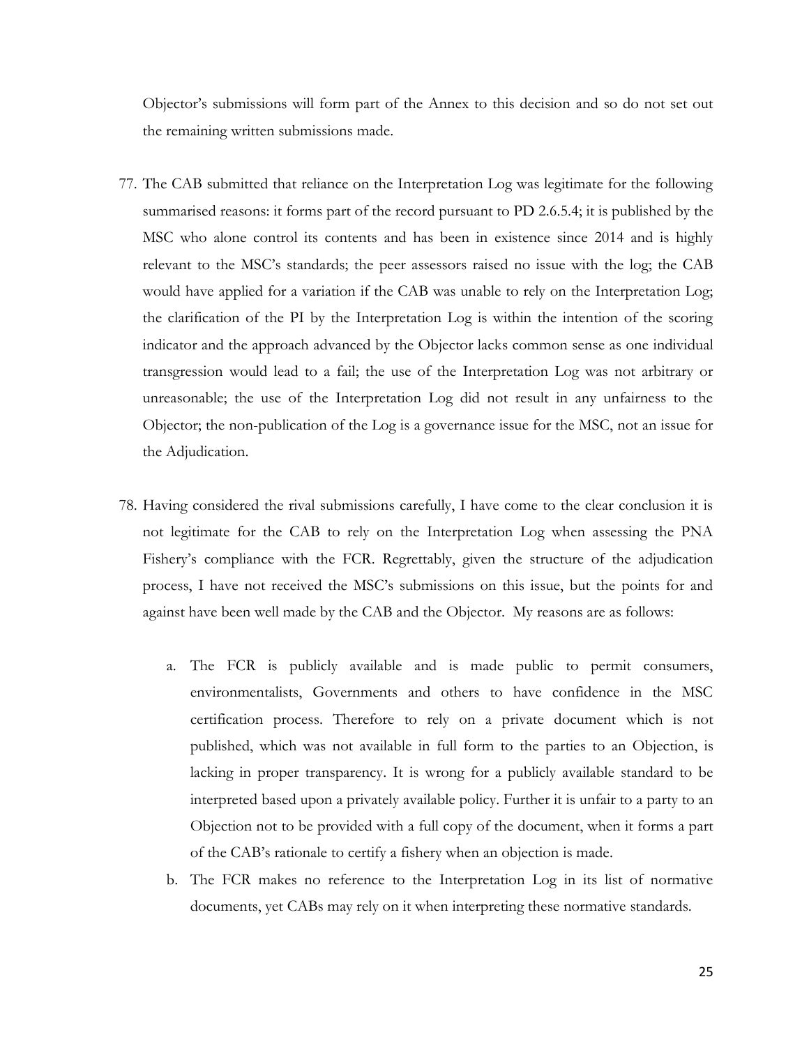Objector's submissions will form part of the Annex to this decision and so do not set out the remaining written submissions made.

77. The CAB submitted that reliance on the Interpretation Log was legitimate for the following summarised reasons: it forms part of the record pursuant to PD 2.6.5.4; it is published by the MSC who alone control its contents and has been in existence since 2014 and is highly relevant to the MSC's standards; the peer assessors raised no issue with the log; the CAB would have applied for a variation if the CAB was unable to rely on the Interpretation Log; the clarification of the PI by the Interpretation Log is within the intention of the scoring indicator and the approach advanced by the Objector lacks common sense as one individual transgression would lead to a fail; the use of the Interpretation Log was not arbitrary or unreasonable; the use of the Interpretation Log did not result in any unfairness to the Objector; the non-publication of the Log is a governance issue for the MSC, not an issue for the Adjudication.

78. Having considered the rival submissions carefully, I have come to the clear conclusion it is not legitimate for the CAB to rely on the Interpretation Log when assessing the PNA Fishery's compliance with the FCR. Regrettably, given the structure of the adjudication process, I have not received the MSC's submissions on this issue, but the points for and against have been well made by the CAB and the Objector. My reasons are as follows:

    a. The FCR is publicly available and is made public to permit consumers, environmentalists, Governments and others to have confidence in the MSC certification process. Therefore to rely on a private document which is not published, which was not available in full form to the parties to an Objection, is lacking in proper transparency. It is wrong for a publicly available standard to be interpreted based upon a privately available policy. Further it is unfair to a party to an Objection not to be provided with a full copy of the document, when it forms a part of the CAB's rationale to certify a fishery when an objection is made.

    b. The FCR makes no reference to the Interpretation Log in its list of normative documents, yet CABs may rely on it when interpreting these normative standards.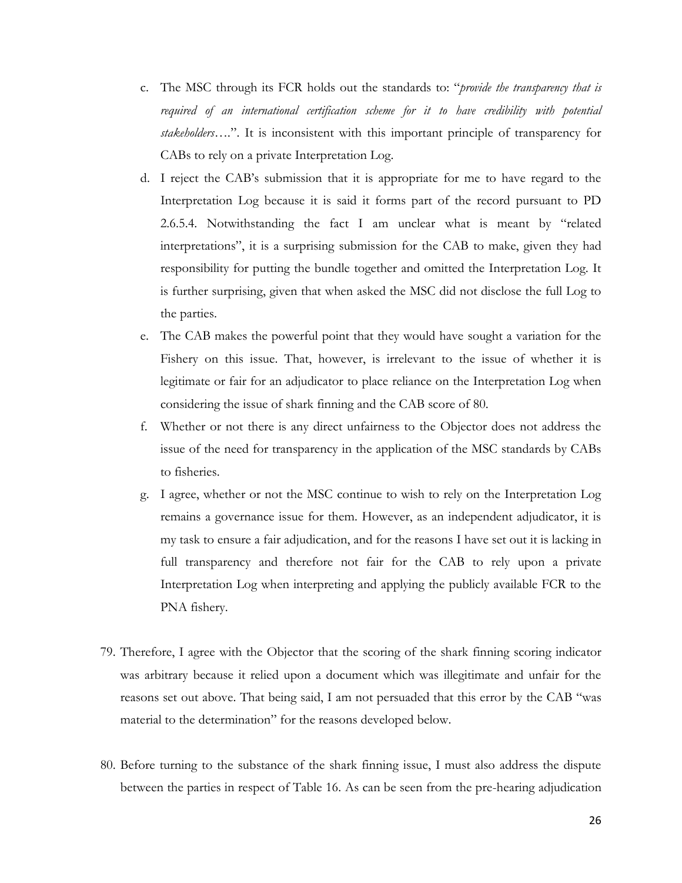c. The MSC through its FCR holds out the standards to: "*provide the transparency that is required of an international certification scheme for it to have credibility with potential stakeholders*….". It is inconsistent with this important principle of transparency for CABs to rely on a private Interpretation Log.

d. I reject the CAB's submission that it is appropriate for me to have regard to the Interpretation Log because it is said it forms part of the record pursuant to PD 2.6.5.4. Notwithstanding the fact I am unclear what is meant by "related interpretations", it is a surprising submission for the CAB to make, given they had responsibility for putting the bundle together and omitted the Interpretation Log. It is further surprising, given that when asked the MSC did not disclose the full Log to the parties.

e. The CAB makes the powerful point that they would have sought a variation for the Fishery on this issue. That, however, is irrelevant to the issue of whether it is legitimate or fair for an adjudicator to place reliance on the Interpretation Log when considering the issue of shark finning and the CAB score of 80.

f. Whether or not there is any direct unfairness to the Objector does not address the issue of the need for transparency in the application of the MSC standards by CABs to fisheries.

g. I agree, whether or not the MSC continue to wish to rely on the Interpretation Log remains a governance issue for them. However, as an independent adjudicator, it is my task to ensure a fair adjudication, and for the reasons I have set out it is lacking in full transparency and therefore not fair for the CAB to rely upon a private Interpretation Log when interpreting and applying the publicly available FCR to the PNA fishery.

79. Therefore, I agree with the Objector that the scoring of the shark finning scoring indicator was arbitrary because it relied upon a document which was illegitimate and unfair for the reasons set out above. That being said, I am not persuaded that this error by the CAB "was material to the determination" for the reasons developed below.

80. Before turning to the substance of the shark finning issue, I must also address the dispute between the parties in respect of Table 16. As can be seen from the pre-hearing adjudication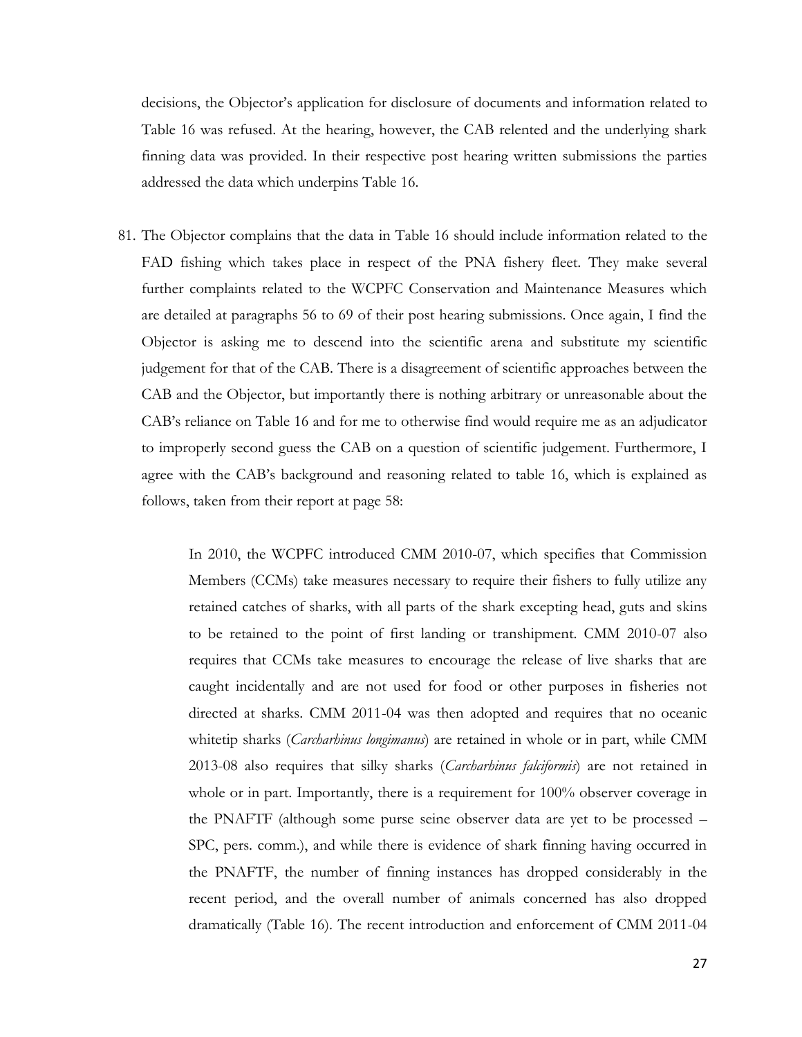decisions, the Objector's application for disclosure of documents and information related to Table 16 was refused. At the hearing, however, the CAB relented and the underlying shark finning data was provided. In their respective post hearing written submissions the parties addressed the data which underpins Table 16.

81. The Objector complains that the data in Table 16 should include information related to the FAD fishing which takes place in respect of the PNA fishery fleet. They make several further complaints related to the WCPFC Conservation and Maintenance Measures which are detailed at paragraphs 56 to 69 of their post hearing submissions. Once again, I find the Objector is asking me to descend into the scientific arena and substitute my scientific judgement for that of the CAB. There is a disagreement of scientific approaches between the CAB and the Objector, but importantly there is nothing arbitrary or unreasonable about the CAB's reliance on Table 16 and for me to otherwise find would require me as an adjudicator to improperly second guess the CAB on a question of scientific judgement. Furthermore, I agree with the CAB's background and reasoning related to table 16, which is explained as follows, taken from their report at page 58:

> In 2010, the WCPFC introduced CMM 2010-07, which specifies that Commission Members (CCMs) take measures necessary to require their fishers to fully utilize any retained catches of sharks, with all parts of the shark excepting head, guts and skins to be retained to the point of first landing or transhipment. CMM 2010-07 also requires that CCMs take measures to encourage the release of live sharks that are caught incidentally and are not used for food or other purposes in fisheries not directed at sharks. CMM 2011-04 was then adopted and requires that no oceanic whitetip sharks (*Carcharhinus longimanus*) are retained in whole or in part, while CMM 2013-08 also requires that silky sharks (*Carcharhinus falciformis*) are not retained in whole or in part. Importantly, there is a requirement for 100% observer coverage in the PNAFTF (although some purse seine observer data are yet to be processed – SPC, pers. comm.), and while there is evidence of shark finning having occurred in the PNAFTF, the number of finning instances has dropped considerably in the recent period, and the overall number of animals concerned has also dropped dramatically (Table 16). The recent introduction and enforcement of CMM 2011-04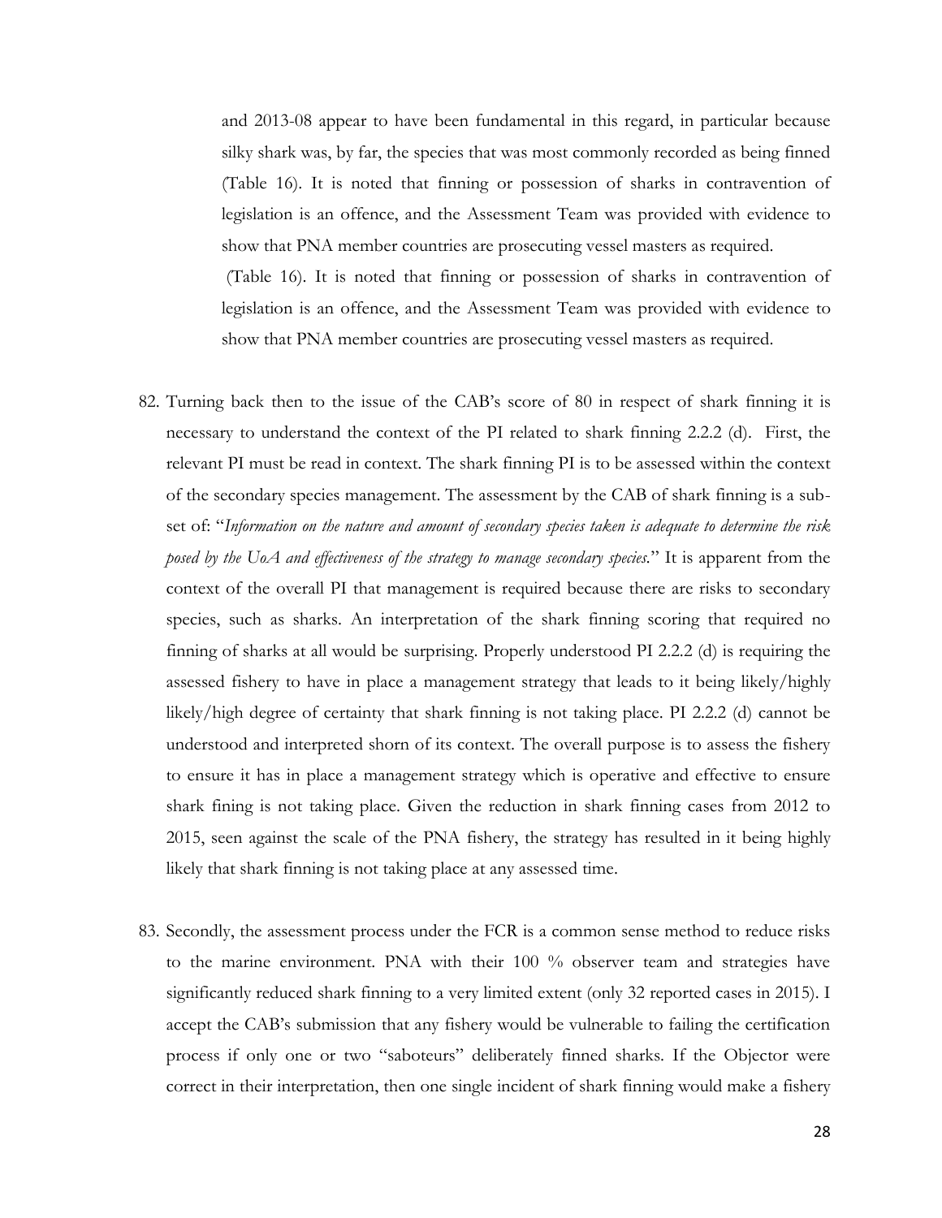and 2013-08 appear to have been fundamental in this regard, in particular because silky shark was, by far, the species that was most commonly recorded as being finned (Table 16). It is noted that finning or possession of sharks in contravention of legislation is an offence, and the Assessment Team was provided with evidence to show that PNA member countries are prosecuting vessel masters as required.

(Table 16). It is noted that finning or possession of sharks in contravention of legislation is an offence, and the Assessment Team was provided with evidence to show that PNA member countries are prosecuting vessel masters as required.

82. Turning back then to the issue of the CAB's score of 80 in respect of shark finning it is necessary to understand the context of the PI related to shark finning 2.2.2 (d). First, the relevant PI must be read in context. The shark finning PI is to be assessed within the context of the secondary species management. The assessment by the CAB of shark finning is a sub-set of: "*Information on the nature and amount of secondary species taken is adequate to determine the risk posed by the UoA and effectiveness of the strategy to manage secondary species.*" It is apparent from the context of the overall PI that management is required because there are risks to secondary species, such as sharks. An interpretation of the shark finning scoring that required no finning of sharks at all would be surprising. Properly understood PI 2.2.2 (d) is requiring the assessed fishery to have in place a management strategy that leads to it being likely/highly likely/high degree of certainty that shark finning is not taking place. PI 2.2.2 (d) cannot be understood and interpreted shorn of its context. The overall purpose is to assess the fishery to ensure it has in place a management strategy which is operative and effective to ensure shark fining is not taking place. Given the reduction in shark finning cases from 2012 to 2015, seen against the scale of the PNA fishery, the strategy has resulted in it being highly likely that shark finning is not taking place at any assessed time.

83. Secondly, the assessment process under the FCR is a common sense method to reduce risks to the marine environment. PNA with their 100 % observer team and strategies have significantly reduced shark finning to a very limited extent (only 32 reported cases in 2015). I accept the CAB's submission that any fishery would be vulnerable to failing the certification process if only one or two "saboteurs" deliberately finned sharks. If the Objector were correct in their interpretation, then one single incident of shark finning would make a fishery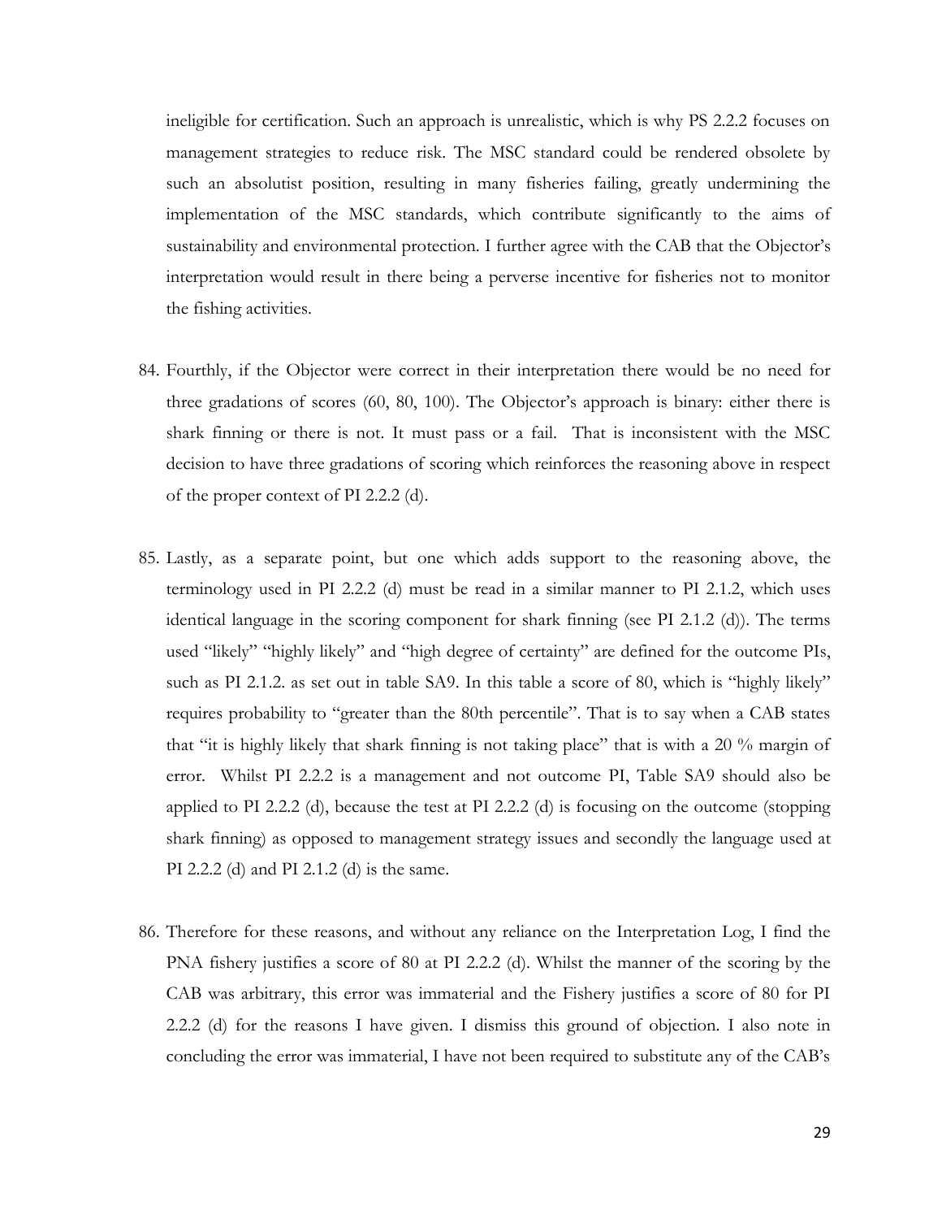ineligible for certification. Such an approach is unrealistic, which is why PS 2.2.2 focuses on management strategies to reduce risk. The MSC standard could be rendered obsolete by such an absolutist position, resulting in many fisheries failing, greatly undermining the implementation of the MSC standards, which contribute significantly to the aims of sustainability and environmental protection. I further agree with the CAB that the Objector's interpretation would result in there being a perverse incentive for fisheries not to monitor the fishing activities.

84. Fourthly, if the Objector were correct in their interpretation there would be no need for three gradations of scores (60, 80, 100). The Objector's approach is binary: either there is shark finning or there is not. It must pass or a fail. That is inconsistent with the MSC decision to have three gradations of scoring which reinforces the reasoning above in respect of the proper context of PI 2.2.2 (d).

85. Lastly, as a separate point, but one which adds support to the reasoning above, the terminology used in PI 2.2.2 (d) must be read in a similar manner to PI 2.1.2, which uses identical language in the scoring component for shark finning (see PI 2.1.2 (d)). The terms used "likely" "highly likely" and "high degree of certainty" are defined for the outcome PIs, such as PI 2.1.2. as set out in table SA9. In this table a score of 80, which is "highly likely" requires probability to "greater than the 80th percentile". That is to say when a CAB states that "it is highly likely that shark finning is not taking place" that is with a 20 % margin of error. Whilst PI 2.2.2 is a management and not outcome PI, Table SA9 should also be applied to PI 2.2.2 (d), because the test at PI 2.2.2 (d) is focusing on the outcome (stopping shark finning) as opposed to management strategy issues and secondly the language used at PI 2.2.2 (d) and PI 2.1.2 (d) is the same.

86. Therefore for these reasons, and without any reliance on the Interpretation Log, I find the PNA fishery justifies a score of 80 at PI 2.2.2 (d). Whilst the manner of the scoring by the CAB was arbitrary, this error was immaterial and the Fishery justifies a score of 80 for PI 2.2.2 (d) for the reasons I have given. I dismiss this ground of objection. I also note in concluding the error was immaterial, I have not been required to substitute any of the CAB's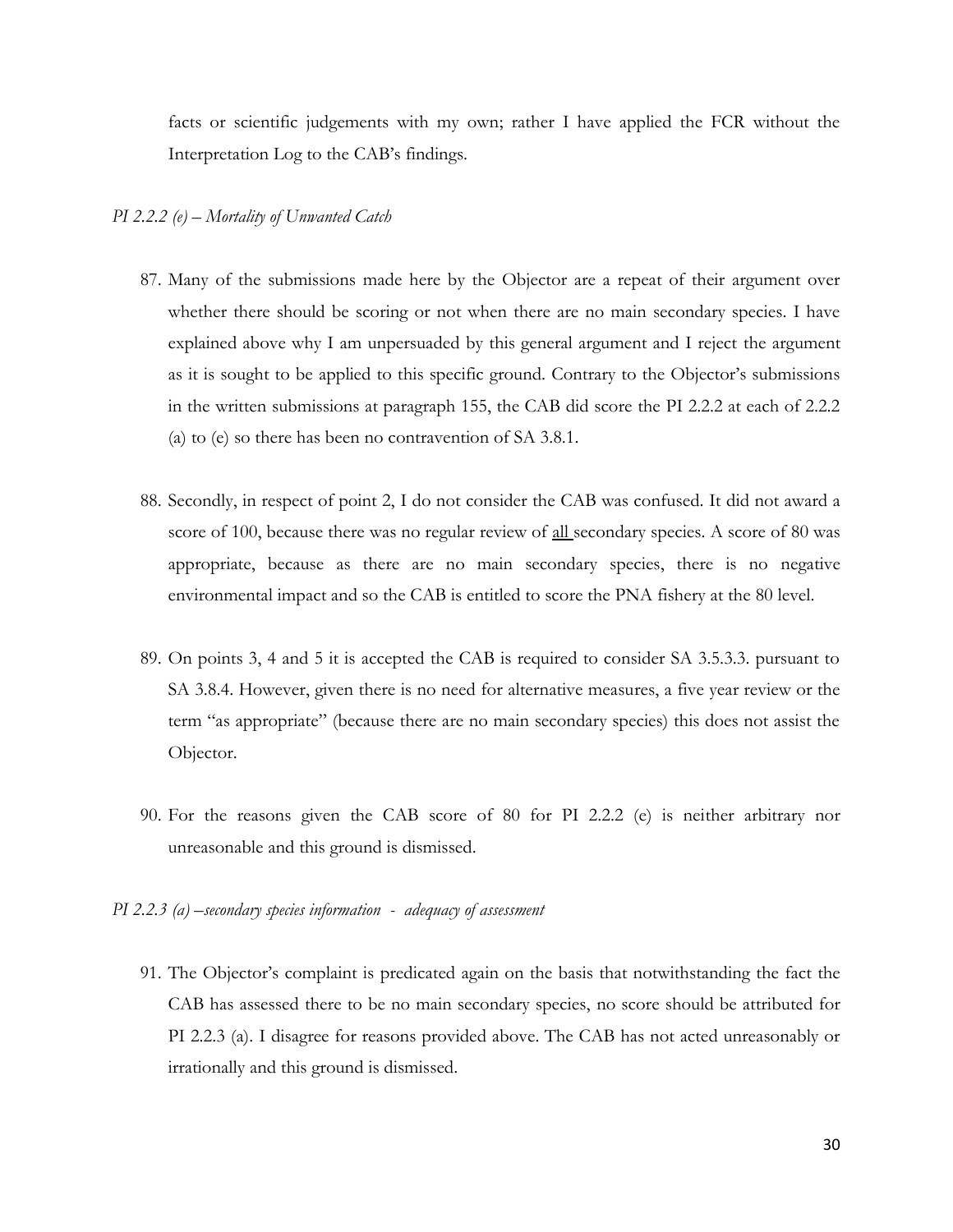facts or scientific judgements with my own; rather I have applied the FCR without the Interpretation Log to the CAB's findings.

*PI 2.2.2 (e) – Mortality of Unwanted Catch*

87. Many of the submissions made here by the Objector are a repeat of their argument over whether there should be scoring or not when there are no main secondary species. I have explained above why I am unpersuaded by this general argument and I reject the argument as it is sought to be applied to this specific ground. Contrary to the Objector's submissions in the written submissions at paragraph 155, the CAB did score the PI 2.2.2 at each of 2.2.2 (a) to (e) so there has been no contravention of SA 3.8.1.

88. Secondly, in respect of point 2, I do not consider the CAB was confused. It did not award a score of 100, because there was no regular review of <u>all</u> secondary species. A score of 80 was appropriate, because as there are no main secondary species, there is no negative environmental impact and so the CAB is entitled to score the PNA fishery at the 80 level.

89. On points 3, 4 and 5 it is accepted the CAB is required to consider SA 3.5.3.3. pursuant to SA 3.8.4. However, given there is no need for alternative measures, a five year review or the term "as appropriate" (because there are no main secondary species) this does not assist the Objector.

90. For the reasons given the CAB score of 80 for PI 2.2.2 (e) is neither arbitrary nor unreasonable and this ground is dismissed.

*PI 2.2.3 (a) –secondary species information - adequacy of assessment*

91. The Objector's complaint is predicated again on the basis that notwithstanding the fact the CAB has assessed there to be no main secondary species, no score should be attributed for PI 2.2.3 (a). I disagree for reasons provided above. The CAB has not acted unreasonably or irrationally and this ground is dismissed.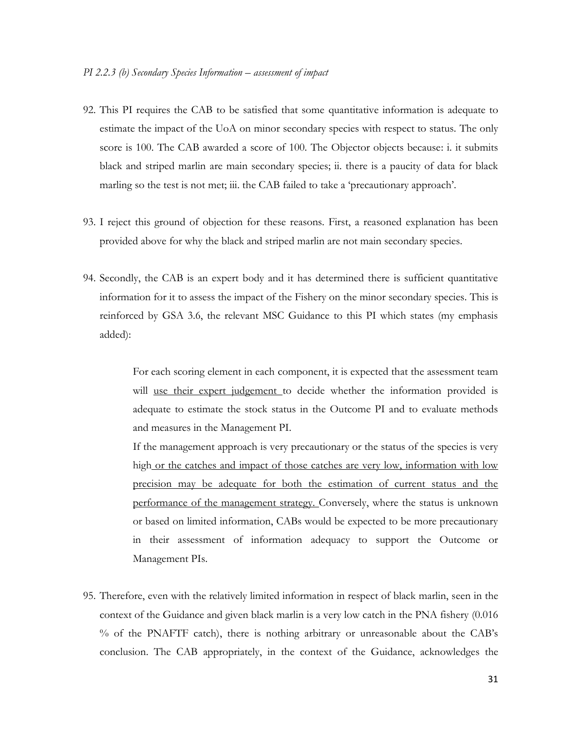*PI 2.2.3 (b) Secondary Species Information – assessment of impact*

92. This PI requires the CAB to be satisfied that some quantitative information is adequate to estimate the impact of the UoA on minor secondary species with respect to status. The only score is 100. The CAB awarded a score of 100. The Objector objects because: i. it submits black and striped marlin are main secondary species; ii. there is a paucity of data for black marling so the test is not met; iii. the CAB failed to take a 'precautionary approach'.

93. I reject this ground of objection for these reasons. First, a reasoned explanation has been provided above for why the black and striped marlin are not main secondary species.

94. Secondly, the CAB is an expert body and it has determined there is sufficient quantitative information for it to assess the impact of the Fishery on the minor secondary species. This is reinforced by GSA 3.6, the relevant MSC Guidance to this PI which states (my emphasis added):

    > For each scoring element in each component, it is expected that the assessment team will <u>use their expert judgement</u> to decide whether the information provided is adequate to estimate the stock status in the Outcome PI and to evaluate methods and measures in the Management PI.
    >
    > If the management approach is very precautionary or the status of the species is very high <u>or the catches and impact of those catches are very low, information with low precision may be adequate for both the estimation of current status and the performance of the management strategy.</u> Conversely, where the status is unknown or based on limited information, CABs would be expected to be more precautionary in their assessment of information adequacy to support the Outcome or Management PIs.

95. Therefore, even with the relatively limited information in respect of black marlin, seen in the context of the Guidance and given black marlin is a very low catch in the PNA fishery (0.016 % of the PNAFTF catch), there is nothing arbitrary or unreasonable about the CAB's conclusion. The CAB appropriately, in the context of the Guidance, acknowledges the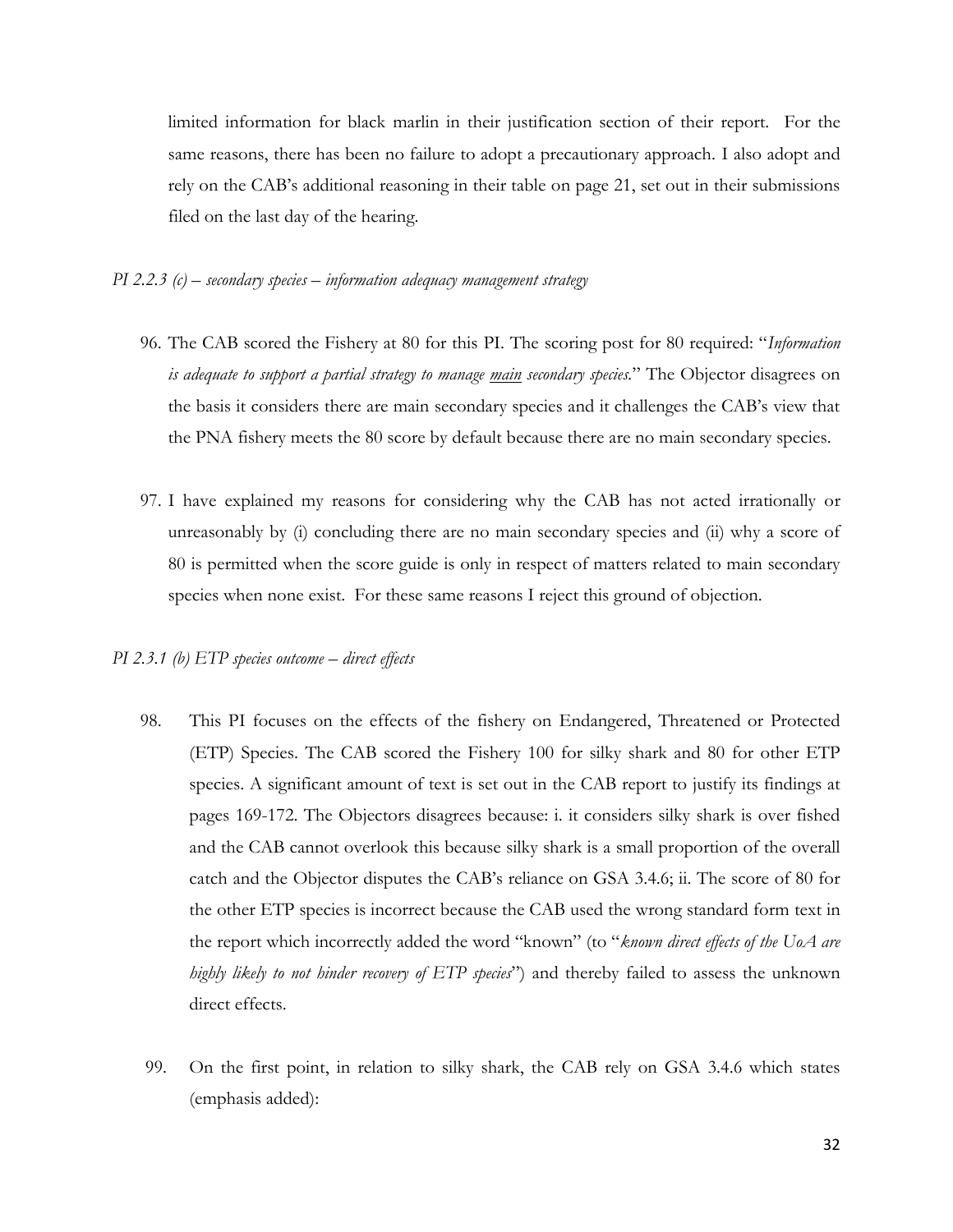limited information for black marlin in their justification section of their report. For the same reasons, there has been no failure to adopt a precautionary approach. I also adopt and rely on the CAB's additional reasoning in their table on page 21, set out in their submissions filed on the last day of the hearing.

*PI 2.2.3 (c) – secondary species – information adequacy management strategy*

96. The CAB scored the Fishery at 80 for this PI. The scoring post for 80 required: "*Information is adequate to support a partial strategy to manage main secondary species.*" The Objector disagrees on the basis it considers there are main secondary species and it challenges the CAB's view that the PNA fishery meets the 80 score by default because there are no main secondary species.

97. I have explained my reasons for considering why the CAB has not acted irrationally or unreasonably by (i) concluding there are no main secondary species and (ii) why a score of 80 is permitted when the score guide is only in respect of matters related to main secondary species when none exist. For these same reasons I reject this ground of objection.

*PI 2.3.1 (b) ETP species outcome – direct effects*

98. This PI focuses on the effects of the fishery on Endangered, Threatened or Protected (ETP) Species. The CAB scored the Fishery 100 for silky shark and 80 for other ETP species. A significant amount of text is set out in the CAB report to justify its findings at pages 169-172. The Objectors disagrees because: i. it considers silky shark is over fished and the CAB cannot overlook this because silky shark is a small proportion of the overall catch and the Objector disputes the CAB's reliance on GSA 3.4.6; ii. The score of 80 for the other ETP species is incorrect because the CAB used the wrong standard form text in the report which incorrectly added the word "known" (to "*known direct effects of the UoA are highly likely to not hinder recovery of ETP species*") and thereby failed to assess the unknown direct effects.

99. On the first point, in relation to silky shark, the CAB rely on GSA 3.4.6 which states (emphasis added):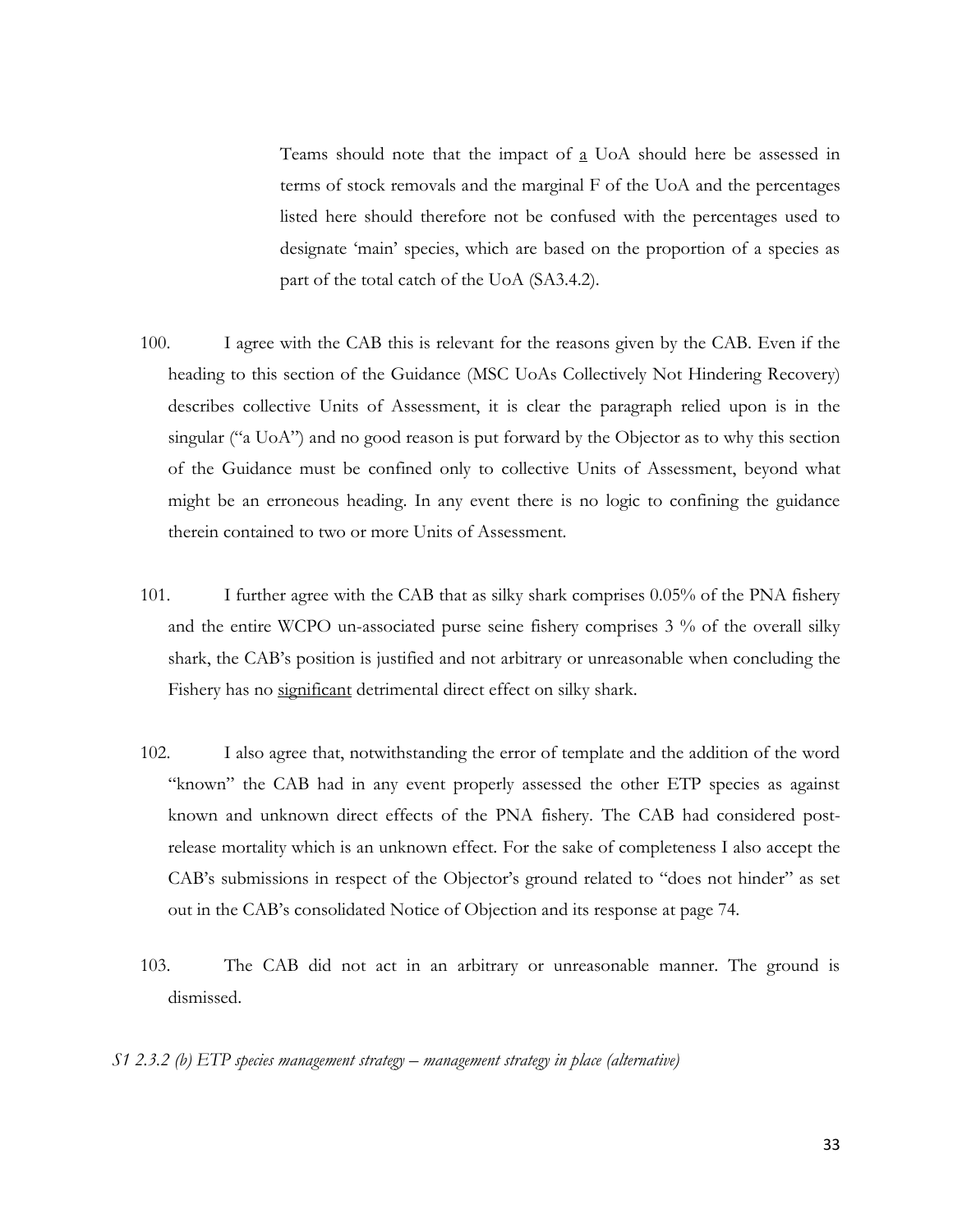> Teams should note that the impact of <u>a</u> UoA should here be assessed in terms of stock removals and the marginal F of the UoA and the percentages listed here should therefore not be confused with the percentages used to designate 'main' species, which are based on the proportion of a species as part of the total catch of the UoA (SA3.4.2).

100. I agree with the CAB this is relevant for the reasons given by the CAB. Even if the heading to this section of the Guidance (MSC UoAs Collectively Not Hindering Recovery) describes collective Units of Assessment, it is clear the paragraph relied upon is in the singular ("a UoA") and no good reason is put forward by the Objector as to why this section of the Guidance must be confined only to collective Units of Assessment, beyond what might be an erroneous heading. In any event there is no logic to confining the guidance therein contained to two or more Units of Assessment.

101. I further agree with the CAB that as silky shark comprises 0.05% of the PNA fishery and the entire WCPO un-associated purse seine fishery comprises 3 % of the overall silky shark, the CAB's position is justified and not arbitrary or unreasonable when concluding the Fishery has no <u>significant</u> detrimental direct effect on silky shark.

102. I also agree that, notwithstanding the error of template and the addition of the word "known" the CAB had in any event properly assessed the other ETP species as against known and unknown direct effects of the PNA fishery. The CAB had considered post-release mortality which is an unknown effect. For the sake of completeness I also accept the CAB's submissions in respect of the Objector's ground related to "does not hinder" as set out in the CAB's consolidated Notice of Objection and its response at page 74.

103. The CAB did not act in an arbitrary or unreasonable manner. The ground is dismissed.

*S1 2.3.2 (b) ETP species management strategy – management strategy in place (alternative)*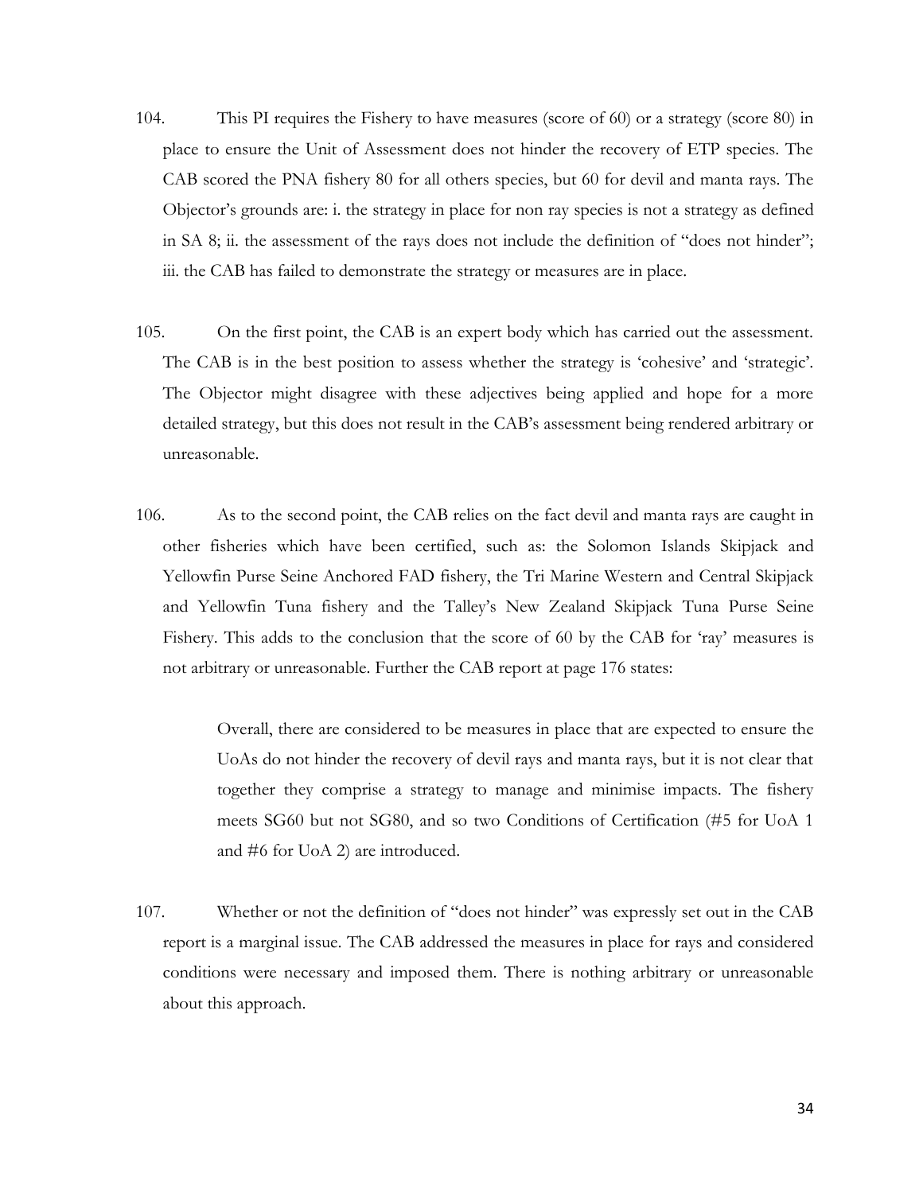104. This PI requires the Fishery to have measures (score of 60) or a strategy (score 80) in place to ensure the Unit of Assessment does not hinder the recovery of ETP species. The CAB scored the PNA fishery 80 for all others species, but 60 for devil and manta rays. The Objector's grounds are: i. the strategy in place for non ray species is not a strategy as defined in SA 8; ii. the assessment of the rays does not include the definition of "does not hinder"; iii. the CAB has failed to demonstrate the strategy or measures are in place.

105. On the first point, the CAB is an expert body which has carried out the assessment. The CAB is in the best position to assess whether the strategy is 'cohesive' and 'strategic'. The Objector might disagree with these adjectives being applied and hope for a more detailed strategy, but this does not result in the CAB's assessment being rendered arbitrary or unreasonable.

106. As to the second point, the CAB relies on the fact devil and manta rays are caught in other fisheries which have been certified, such as: the Solomon Islands Skipjack and Yellowfin Purse Seine Anchored FAD fishery, the Tri Marine Western and Central Skipjack and Yellowfin Tuna fishery and the Talley's New Zealand Skipjack Tuna Purse Seine Fishery. This adds to the conclusion that the score of 60 by the CAB for 'ray' measures is not arbitrary or unreasonable. Further the CAB report at page 176 states:

> Overall, there are considered to be measures in place that are expected to ensure the UoAs do not hinder the recovery of devil rays and manta rays, but it is not clear that together they comprise a strategy to manage and minimise impacts. The fishery meets SG60 but not SG80, and so two Conditions of Certification (#5 for UoA 1 and #6 for UoA 2) are introduced.

107. Whether or not the definition of "does not hinder" was expressly set out in the CAB report is a marginal issue. The CAB addressed the measures in place for rays and considered conditions were necessary and imposed them. There is nothing arbitrary or unreasonable about this approach.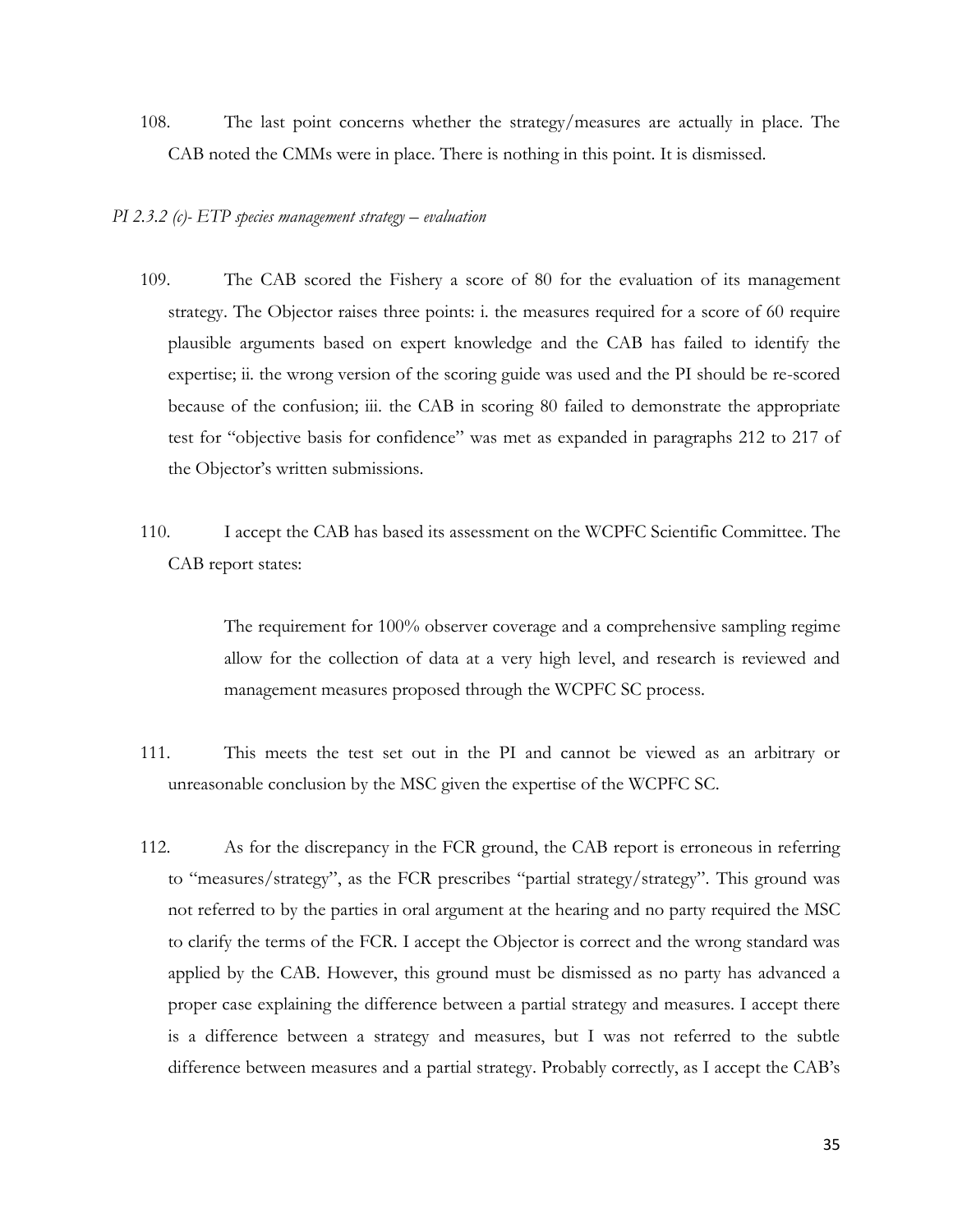108. The last point concerns whether the strategy/measures are actually in place. The CAB noted the CMMs were in place. There is nothing in this point. It is dismissed.

*PI 2.3.2 (c)- ETP species management strategy – evaluation*

109. The CAB scored the Fishery a score of 80 for the evaluation of its management strategy. The Objector raises three points: i. the measures required for a score of 60 require plausible arguments based on expert knowledge and the CAB has failed to identify the expertise; ii. the wrong version of the scoring guide was used and the PI should be re-scored because of the confusion; iii. the CAB in scoring 80 failed to demonstrate the appropriate test for "objective basis for confidence" was met as expanded in paragraphs 212 to 217 of the Objector's written submissions.

110. I accept the CAB has based its assessment on the WCPFC Scientific Committee. The CAB report states:

> The requirement for 100% observer coverage and a comprehensive sampling regime allow for the collection of data at a very high level, and research is reviewed and management measures proposed through the WCPFC SC process.

111. This meets the test set out in the PI and cannot be viewed as an arbitrary or unreasonable conclusion by the MSC given the expertise of the WCPFC SC.

112. As for the discrepancy in the FCR ground, the CAB report is erroneous in referring to "measures/strategy", as the FCR prescribes "partial strategy/strategy". This ground was not referred to by the parties in oral argument at the hearing and no party required the MSC to clarify the terms of the FCR. I accept the Objector is correct and the wrong standard was applied by the CAB. However, this ground must be dismissed as no party has advanced a proper case explaining the difference between a partial strategy and measures. I accept there is a difference between a strategy and measures, but I was not referred to the subtle difference between measures and a partial strategy. Probably correctly, as I accept the CAB's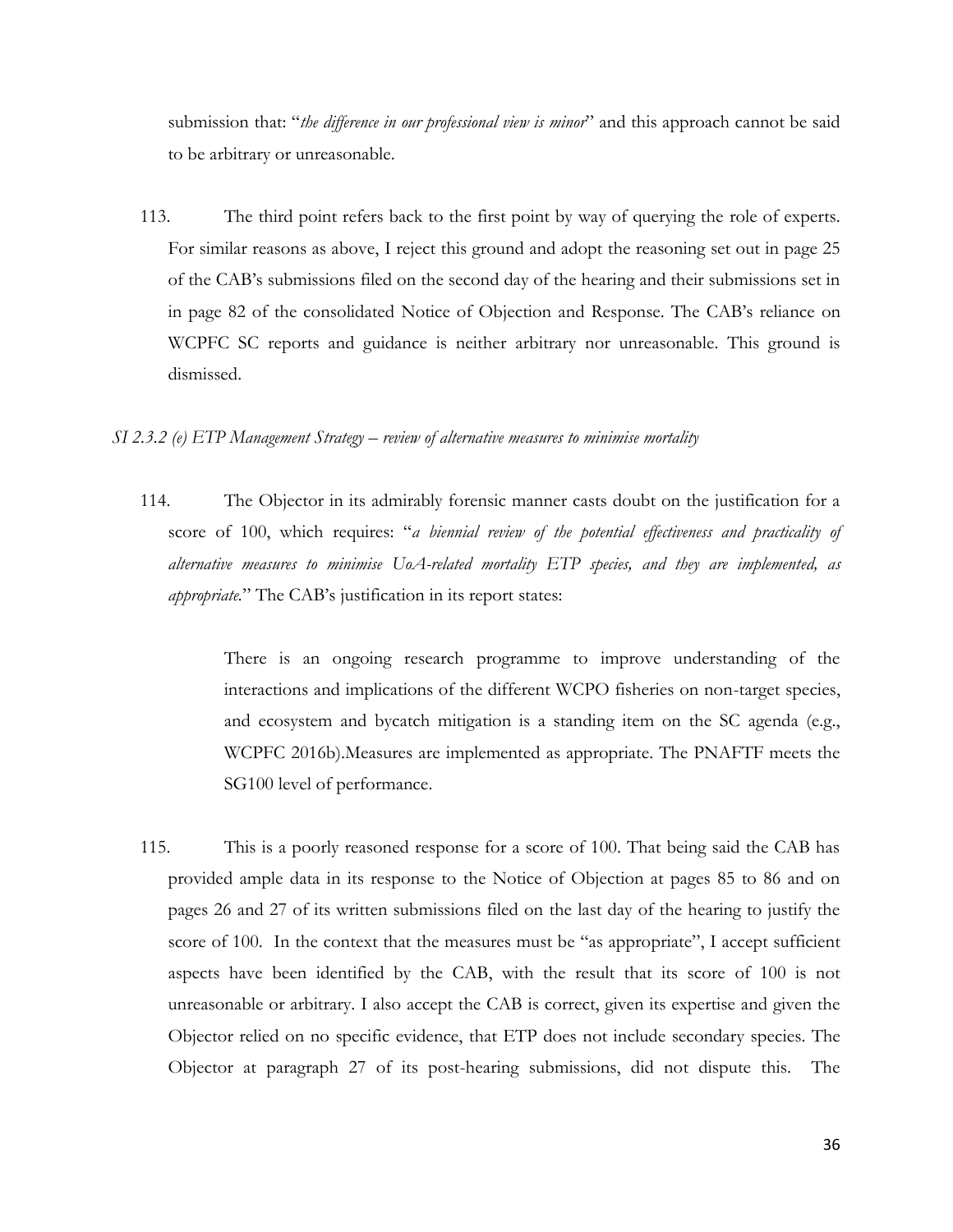submission that: "*the difference in our professional view is minor*" and this approach cannot be said to be arbitrary or unreasonable.

113. The third point refers back to the first point by way of querying the role of experts. For similar reasons as above, I reject this ground and adopt the reasoning set out in page 25 of the CAB's submissions filed on the second day of the hearing and their submissions set in in page 82 of the consolidated Notice of Objection and Response. The CAB's reliance on WCPFC SC reports and guidance is neither arbitrary nor unreasonable. This ground is dismissed.

*SI 2.3.2 (e) ETP Management Strategy – review of alternative measures to minimise mortality*

114. The Objector in its admirably forensic manner casts doubt on the justification for a score of 100, which requires: "*a biennial review of the potential effectiveness and practicality of alternative measures to minimise UoA-related mortality ETP species, and they are implemented, as appropriate.*" The CAB's justification in its report states:

> There is an ongoing research programme to improve understanding of the interactions and implications of the different WCPO fisheries on non-target species, and ecosystem and bycatch mitigation is a standing item on the SC agenda (e.g., WCPFC 2016b).Measures are implemented as appropriate. The PNAFTF meets the SG100 level of performance.

115. This is a poorly reasoned response for a score of 100. That being said the CAB has provided ample data in its response to the Notice of Objection at pages 85 to 86 and on pages 26 and 27 of its written submissions filed on the last day of the hearing to justify the score of 100. In the context that the measures must be "as appropriate", I accept sufficient aspects have been identified by the CAB, with the result that its score of 100 is not unreasonable or arbitrary. I also accept the CAB is correct, given its expertise and given the Objector relied on no specific evidence, that ETP does not include secondary species. The Objector at paragraph 27 of its post-hearing submissions, did not dispute this. The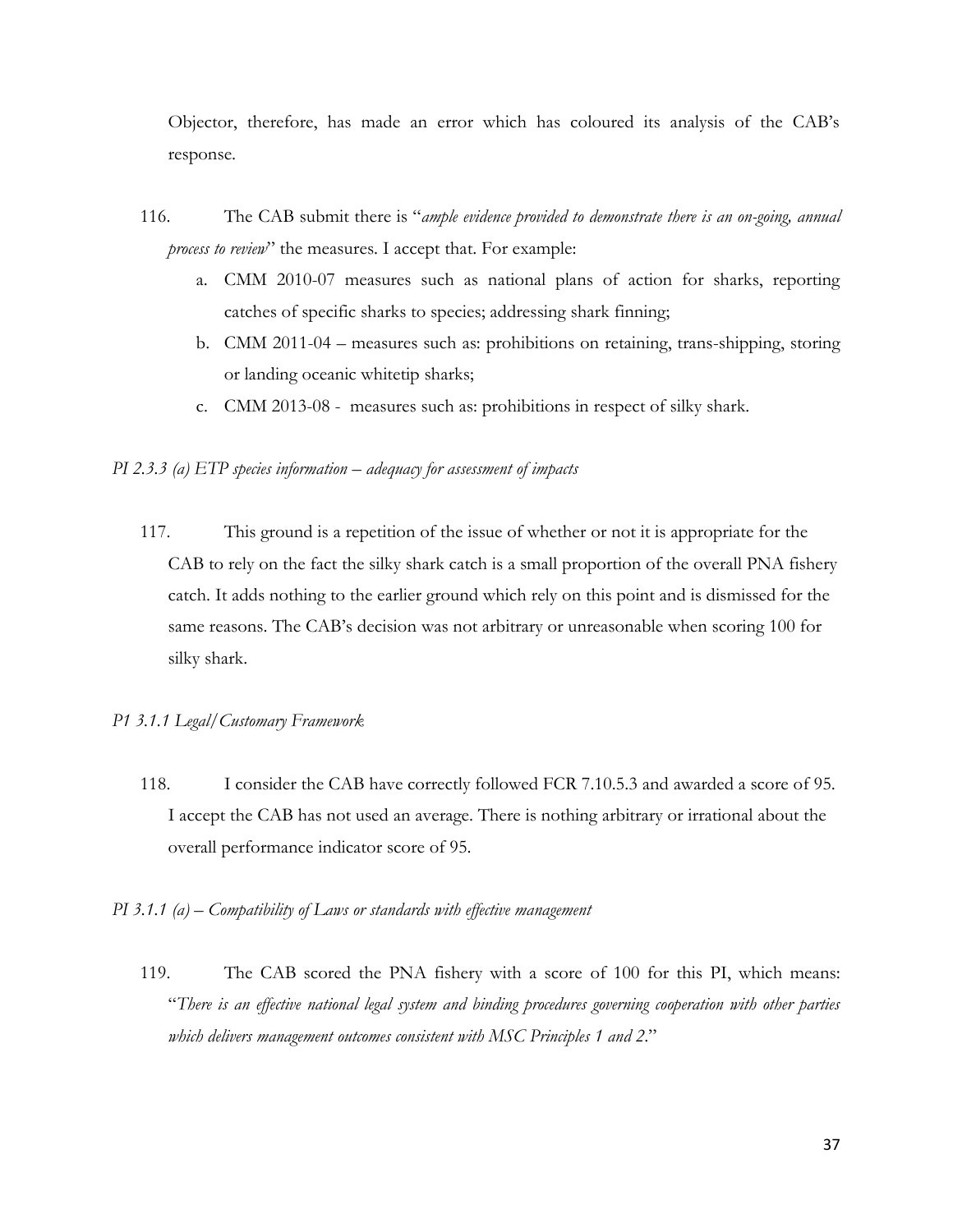Objector, therefore, has made an error which has coloured its analysis of the CAB's response.

116. The CAB submit there is "*ample evidence provided to demonstrate there is an on-going, annual process to review*" the measures. I accept that. For example:

   a. CMM 2010-07 measures such as national plans of action for sharks, reporting catches of specific sharks to species; addressing shark finning;

   b. CMM 2011-04 – measures such as: prohibitions on retaining, trans-shipping, storing or landing oceanic whitetip sharks;

   c. CMM 2013-08 - measures such as: prohibitions in respect of silky shark.

*PI 2.3.3 (a) ETP species information – adequacy for assessment of impacts*

117. This ground is a repetition of the issue of whether or not it is appropriate for the CAB to rely on the fact the silky shark catch is a small proportion of the overall PNA fishery catch. It adds nothing to the earlier ground which rely on this point and is dismissed for the same reasons. The CAB's decision was not arbitrary or unreasonable when scoring 100 for silky shark.

*P1 3.1.1 Legal/Customary Framework*

118. I consider the CAB have correctly followed FCR 7.10.5.3 and awarded a score of 95. I accept the CAB has not used an average. There is nothing arbitrary or irrational about the overall performance indicator score of 95.

*PI 3.1.1 (a) – Compatibility of Laws or standards with effective management*

119. The CAB scored the PNA fishery with a score of 100 for this PI, which means: "*There is an effective national legal system and binding procedures governing cooperation with other parties which delivers management outcomes consistent with MSC Principles 1 and 2.*"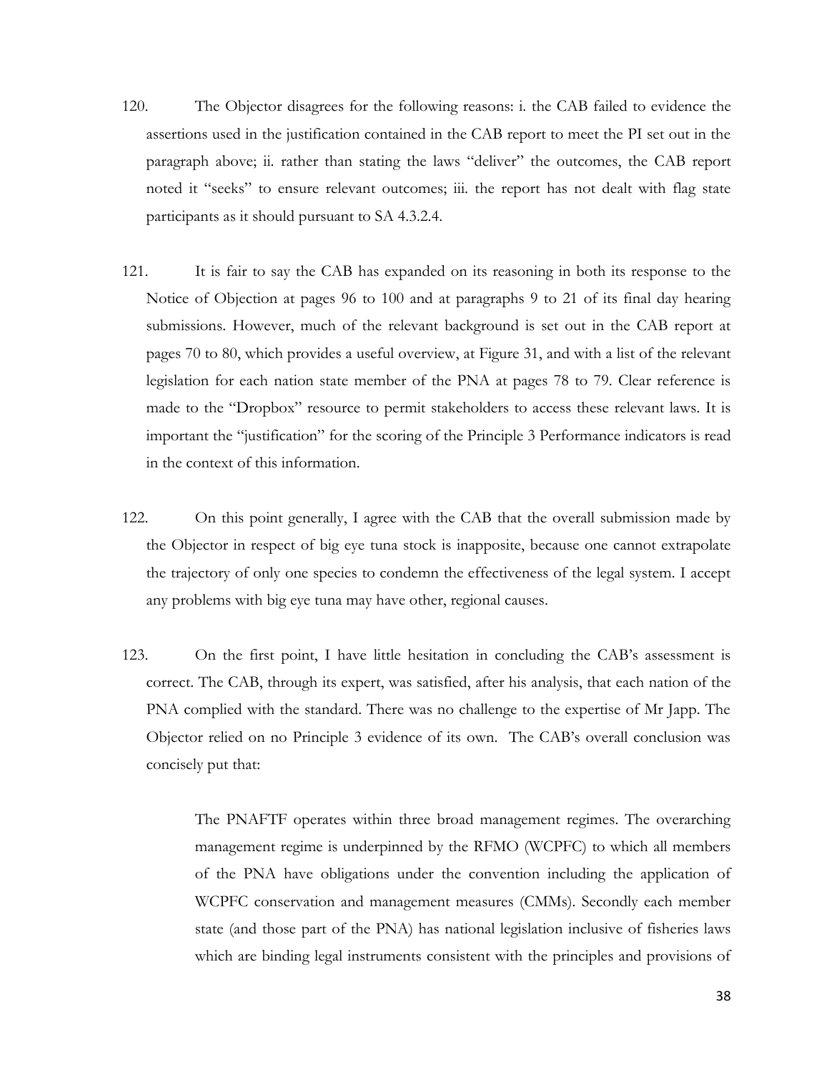120. The Objector disagrees for the following reasons: i. the CAB failed to evidence the assertions used in the justification contained in the CAB report to meet the PI set out in the paragraph above; ii. rather than stating the laws "deliver" the outcomes, the CAB report noted it "seeks" to ensure relevant outcomes; iii. the report has not dealt with flag state participants as it should pursuant to SA 4.3.2.4.

121. It is fair to say the CAB has expanded on its reasoning in both its response to the Notice of Objection at pages 96 to 100 and at paragraphs 9 to 21 of its final day hearing submissions. However, much of the relevant background is set out in the CAB report at pages 70 to 80, which provides a useful overview, at Figure 31, and with a list of the relevant legislation for each nation state member of the PNA at pages 78 to 79. Clear reference is made to the "Dropbox" resource to permit stakeholders to access these relevant laws. It is important the "justification" for the scoring of the Principle 3 Performance indicators is read in the context of this information.

122. On this point generally, I agree with the CAB that the overall submission made by the Objector in respect of big eye tuna stock is inapposite, because one cannot extrapolate the trajectory of only one species to condemn the effectiveness of the legal system. I accept any problems with big eye tuna may have other, regional causes.

123. On the first point, I have little hesitation in concluding the CAB's assessment is correct. The CAB, through its expert, was satisfied, after his analysis, that each nation of the PNA complied with the standard. There was no challenge to the expertise of Mr Japp. The Objector relied on no Principle 3 evidence of its own. The CAB's overall conclusion was concisely put that:

> The PNAFTF operates within three broad management regimes. The overarching management regime is underpinned by the RFMO (WCPFC) to which all members of the PNA have obligations under the convention including the application of WCPFC conservation and management measures (CMMs). Secondly each member state (and those part of the PNA) has national legislation inclusive of fisheries laws which are binding legal instruments consistent with the principles and provisions of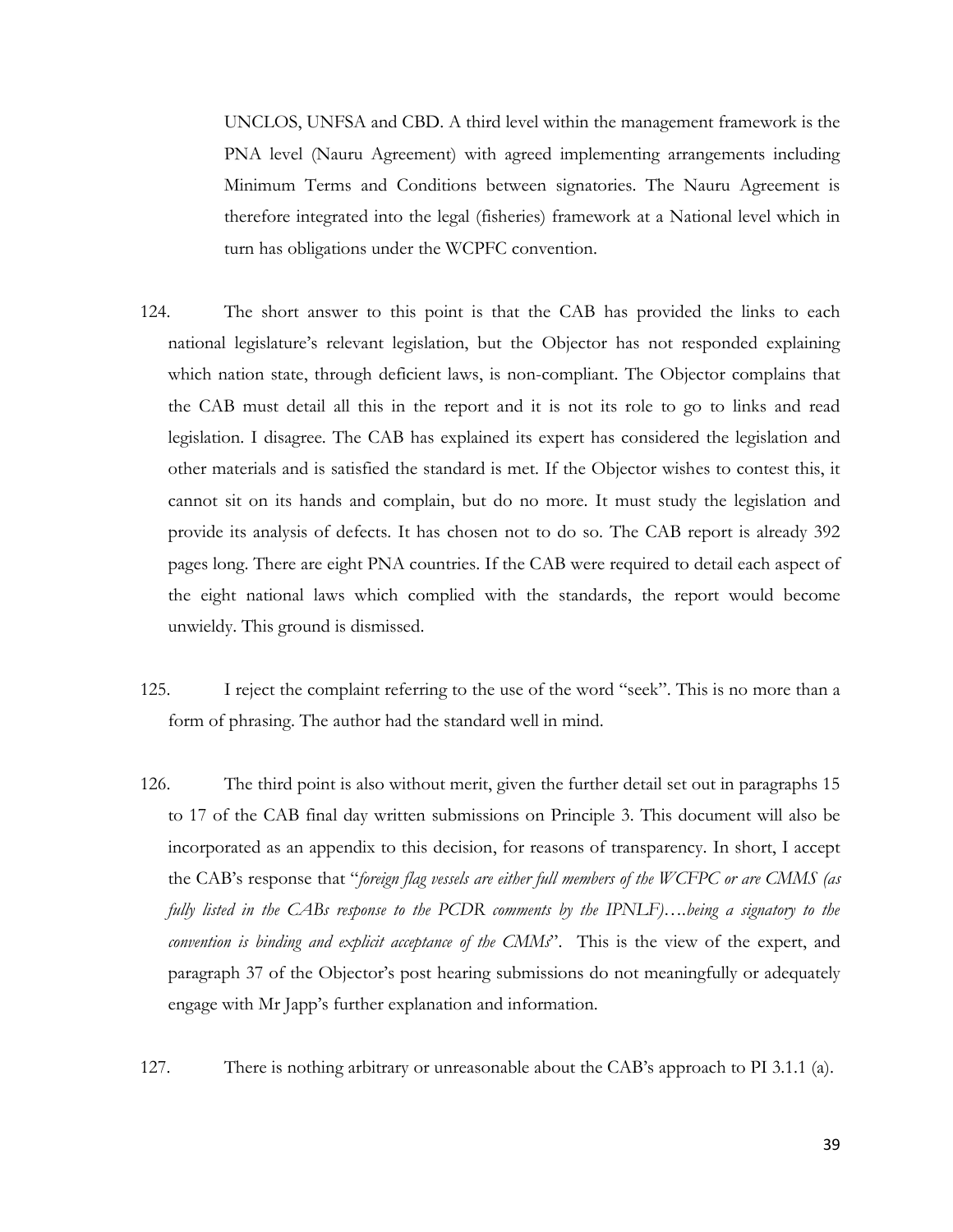UNCLOS, UNFSA and CBD. A third level within the management framework is the PNA level (Nauru Agreement) with agreed implementing arrangements including Minimum Terms and Conditions between signatories. The Nauru Agreement is therefore integrated into the legal (fisheries) framework at a National level which in turn has obligations under the WCPFC convention.

124. The short answer to this point is that the CAB has provided the links to each national legislature's relevant legislation, but the Objector has not responded explaining which nation state, through deficient laws, is non-compliant. The Objector complains that the CAB must detail all this in the report and it is not its role to go to links and read legislation. I disagree. The CAB has explained its expert has considered the legislation and other materials and is satisfied the standard is met. If the Objector wishes to contest this, it cannot sit on its hands and complain, but do no more. It must study the legislation and provide its analysis of defects. It has chosen not to do so. The CAB report is already 392 pages long. There are eight PNA countries. If the CAB were required to detail each aspect of the eight national laws which complied with the standards, the report would become unwieldy. This ground is dismissed.

125. I reject the complaint referring to the use of the word "seek". This is no more than a form of phrasing. The author had the standard well in mind.

126. The third point is also without merit, given the further detail set out in paragraphs 15 to 17 of the CAB final day written submissions on Principle 3. This document will also be incorporated as an appendix to this decision, for reasons of transparency. In short, I accept the CAB's response that "*foreign flag vessels are either full members of the WCFPC or are CMMS (as fully listed in the CABs response to the PCDR comments by the IPNLF)….being a signatory to the convention is binding and explicit acceptance of the CMMs*". This is the view of the expert, and paragraph 37 of the Objector's post hearing submissions do not meaningfully or adequately engage with Mr Japp's further explanation and information.

127. There is nothing arbitrary or unreasonable about the CAB's approach to PI 3.1.1 (a).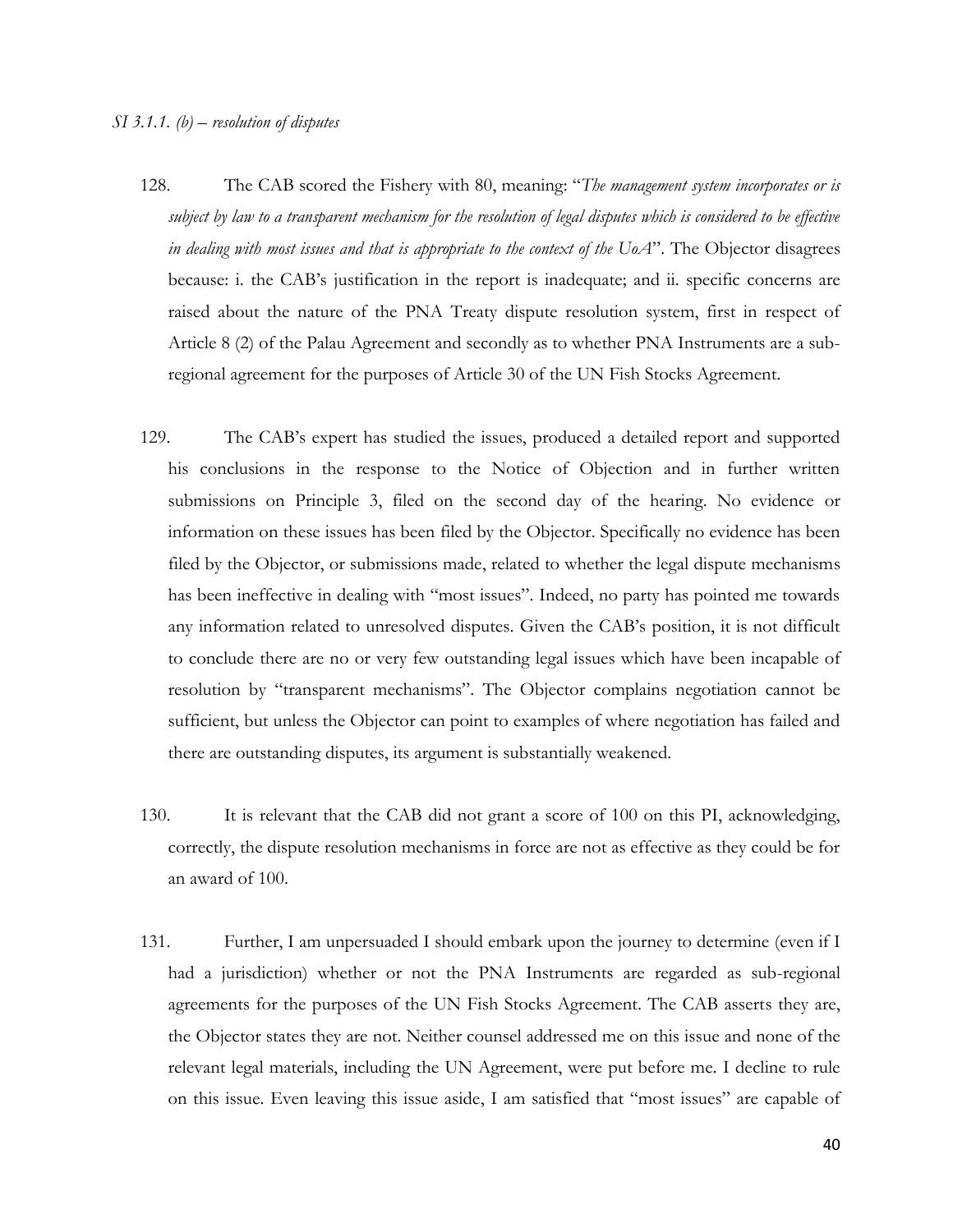*SI 3.1.1. (b) – resolution of disputes*

128. The CAB scored the Fishery with 80, meaning: "*The management system incorporates or is subject by law to a transparent mechanism for the resolution of legal disputes which is considered to be effective in dealing with most issues and that is appropriate to the context of the UoA*". The Objector disagrees because: i. the CAB's justification in the report is inadequate; and ii. specific concerns are raised about the nature of the PNA Treaty dispute resolution system, first in respect of Article 8 (2) of the Palau Agreement and secondly as to whether PNA Instruments are a sub-regional agreement for the purposes of Article 30 of the UN Fish Stocks Agreement.

129. The CAB's expert has studied the issues, produced a detailed report and supported his conclusions in the response to the Notice of Objection and in further written submissions on Principle 3, filed on the second day of the hearing. No evidence or information on these issues has been filed by the Objector. Specifically no evidence has been filed by the Objector, or submissions made, related to whether the legal dispute mechanisms has been ineffective in dealing with "most issues". Indeed, no party has pointed me towards any information related to unresolved disputes. Given the CAB's position, it is not difficult to conclude there are no or very few outstanding legal issues which have been incapable of resolution by "transparent mechanisms". The Objector complains negotiation cannot be sufficient, but unless the Objector can point to examples of where negotiation has failed and there are outstanding disputes, its argument is substantially weakened.

130. It is relevant that the CAB did not grant a score of 100 on this PI, acknowledging, correctly, the dispute resolution mechanisms in force are not as effective as they could be for an award of 100.

131. Further, I am unpersuaded I should embark upon the journey to determine (even if I had a jurisdiction) whether or not the PNA Instruments are regarded as sub-regional agreements for the purposes of the UN Fish Stocks Agreement. The CAB asserts they are, the Objector states they are not. Neither counsel addressed me on this issue and none of the relevant legal materials, including the UN Agreement, were put before me. I decline to rule on this issue. Even leaving this issue aside, I am satisfied that "most issues" are capable of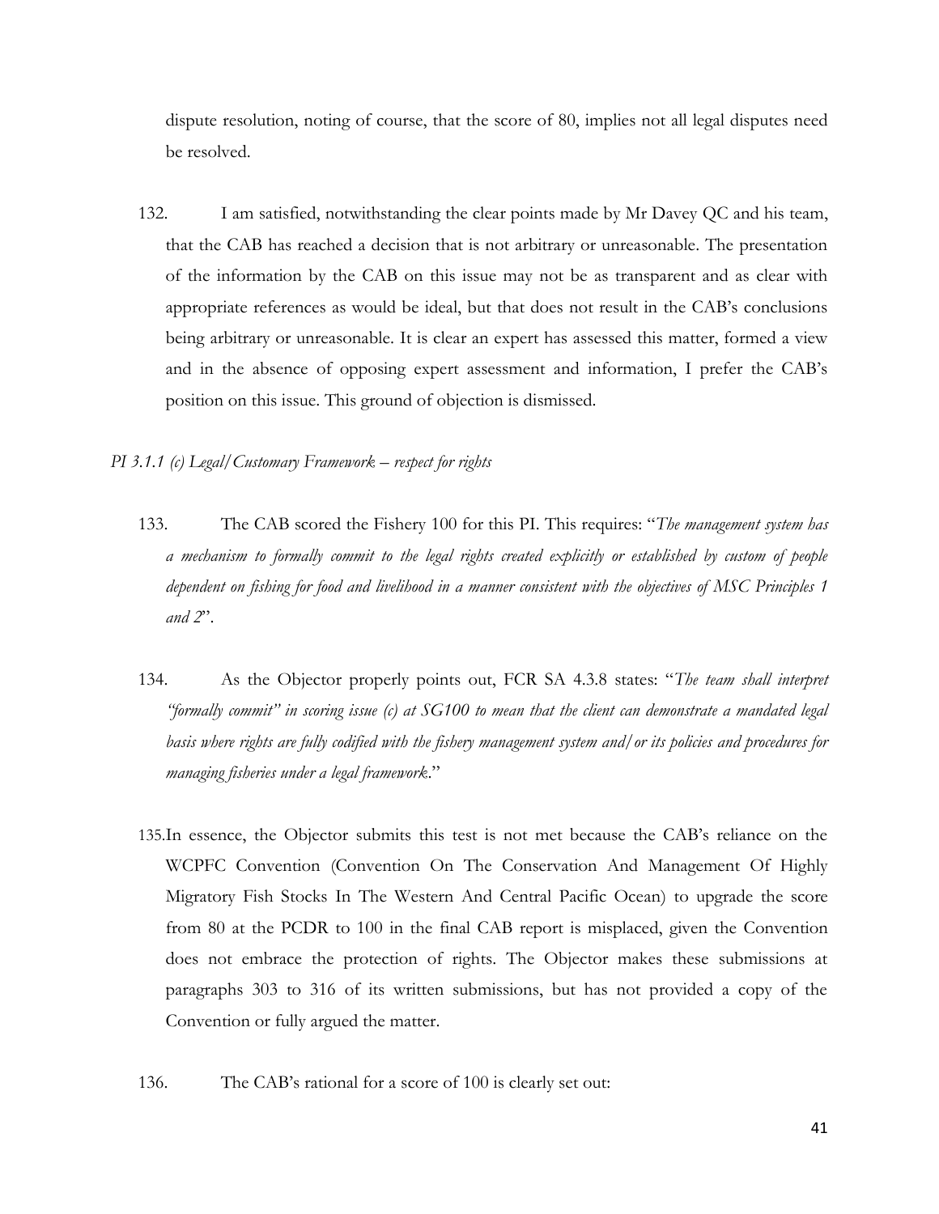dispute resolution, noting of course, that the score of 80, implies not all legal disputes need be resolved.

132. I am satisfied, notwithstanding the clear points made by Mr Davey QC and his team, that the CAB has reached a decision that is not arbitrary or unreasonable. The presentation of the information by the CAB on this issue may not be as transparent and as clear with appropriate references as would be ideal, but that does not result in the CAB's conclusions being arbitrary or unreasonable. It is clear an expert has assessed this matter, formed a view and in the absence of opposing expert assessment and information, I prefer the CAB's position on this issue. This ground of objection is dismissed.

*PI 3.1.1 (c) Legal/Customary Framework – respect for rights*

133. The CAB scored the Fishery 100 for this PI. This requires: "*The management system has a mechanism to formally commit to the legal rights created explicitly or established by custom of people dependent on fishing for food and livelihood in a manner consistent with the objectives of MSC Principles 1 and 2*".

134. As the Objector properly points out, FCR SA 4.3.8 states: "*The team shall interpret "formally commit" in scoring issue (c) at SG100 to mean that the client can demonstrate a mandated legal basis where rights are fully codified with the fishery management system and/or its policies and procedures for managing fisheries under a legal framework.*"

135. In essence, the Objector submits this test is not met because the CAB's reliance on the WCPFC Convention (Convention On The Conservation And Management Of Highly Migratory Fish Stocks In The Western And Central Pacific Ocean) to upgrade the score from 80 at the PCDR to 100 in the final CAB report is misplaced, given the Convention does not embrace the protection of rights. The Objector makes these submissions at paragraphs 303 to 316 of its written submissions, but has not provided a copy of the Convention or fully argued the matter.

136. The CAB's rational for a score of 100 is clearly set out: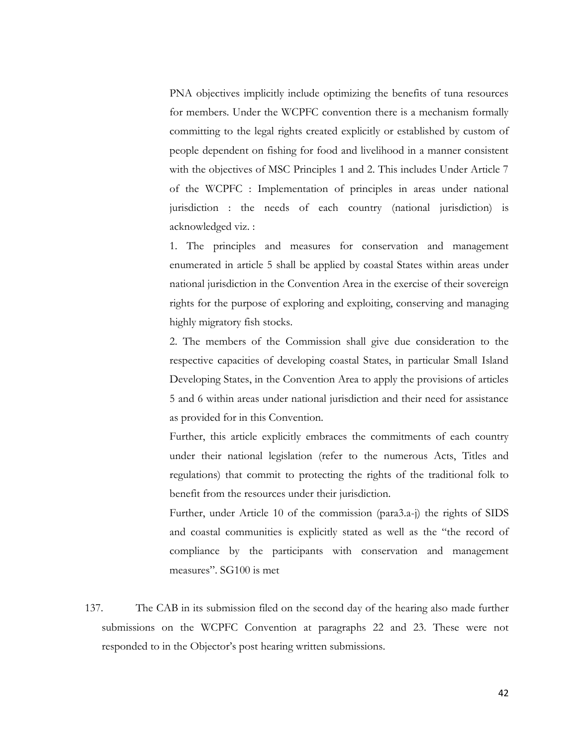PNA objectives implicitly include optimizing the benefits of tuna resources for members. Under the WCPFC convention there is a mechanism formally committing to the legal rights created explicitly or established by custom of people dependent on fishing for food and livelihood in a manner consistent with the objectives of MSC Principles 1 and 2. This includes Under Article 7 of the WCPFC : Implementation of principles in areas under national jurisdiction : the needs of each country (national jurisdiction) is acknowledged viz. :

1. The principles and measures for conservation and management enumerated in article 5 shall be applied by coastal States within areas under national jurisdiction in the Convention Area in the exercise of their sovereign rights for the purpose of exploring and exploiting, conserving and managing highly migratory fish stocks.

2. The members of the Commission shall give due consideration to the respective capacities of developing coastal States, in particular Small Island Developing States, in the Convention Area to apply the provisions of articles 5 and 6 within areas under national jurisdiction and their need for assistance as provided for in this Convention.

Further, this article explicitly embraces the commitments of each country under their national legislation (refer to the numerous Acts, Titles and regulations) that commit to protecting the rights of the traditional folk to benefit from the resources under their jurisdiction.

Further, under Article 10 of the commission (para3.a-j) the rights of SIDS and coastal communities is explicitly stated as well as the "the record of compliance by the participants with conservation and management measures". SG100 is met

137. The CAB in its submission filed on the second day of the hearing also made further submissions on the WCPFC Convention at paragraphs 22 and 23. These were not responded to in the Objector's post hearing written submissions.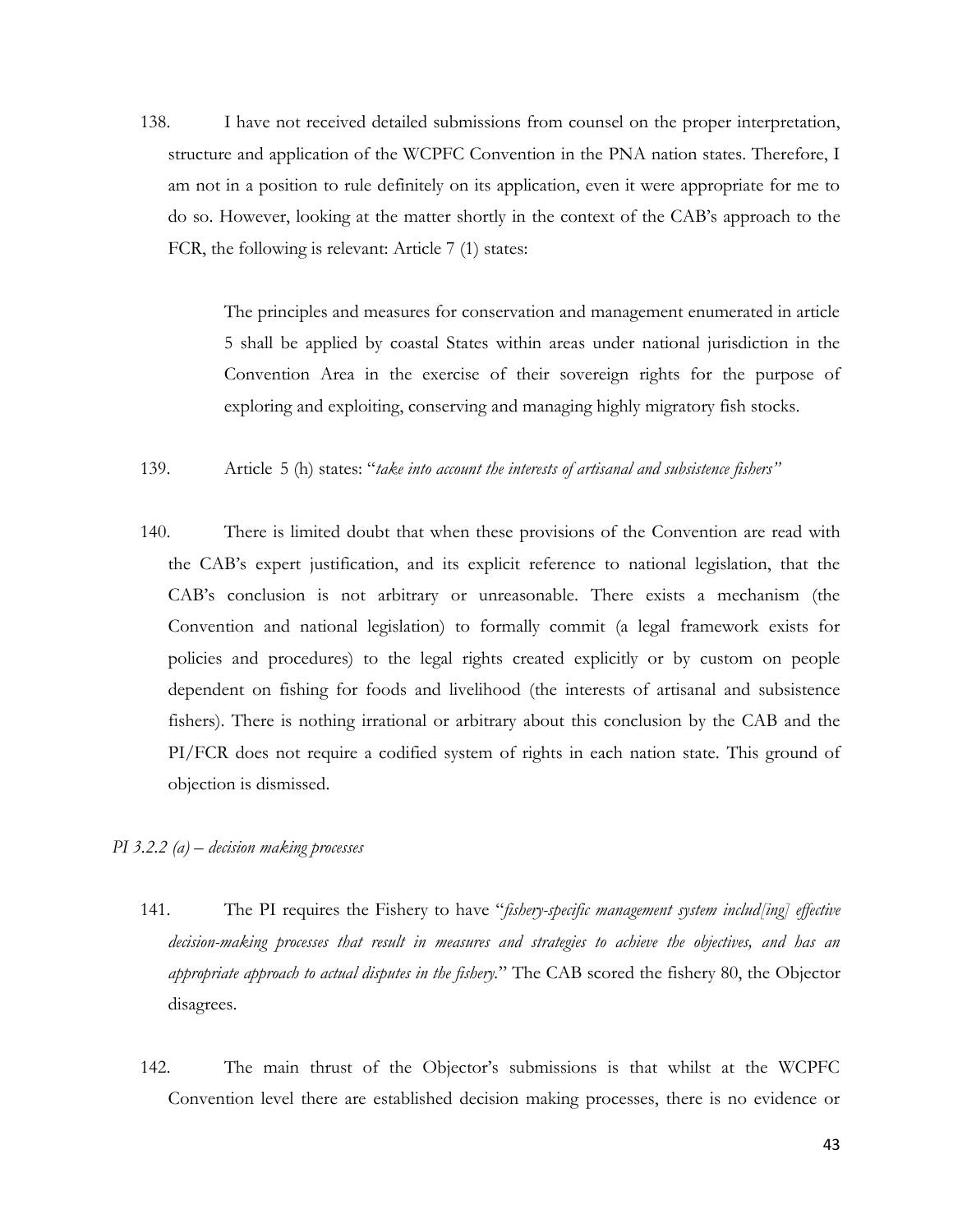138. I have not received detailed submissions from counsel on the proper interpretation, structure and application of the WCPFC Convention in the PNA nation states. Therefore, I am not in a position to rule definitely on its application, even it were appropriate for me to do so. However, looking at the matter shortly in the context of the CAB's approach to the FCR, the following is relevant: Article 7 (1) states:

> The principles and measures for conservation and management enumerated in article 5 shall be applied by coastal States within areas under national jurisdiction in the Convention Area in the exercise of their sovereign rights for the purpose of exploring and exploiting, conserving and managing highly migratory fish stocks.

139. Article 5 (h) states: "*take into account the interests of artisanal and subsistence fishers"*

140. There is limited doubt that when these provisions of the Convention are read with the CAB's expert justification, and its explicit reference to national legislation, that the CAB's conclusion is not arbitrary or unreasonable. There exists a mechanism (the Convention and national legislation) to formally commit (a legal framework exists for policies and procedures) to the legal rights created explicitly or by custom on people dependent on fishing for foods and livelihood (the interests of artisanal and subsistence fishers). There is nothing irrational or arbitrary about this conclusion by the CAB and the PI/FCR does not require a codified system of rights in each nation state. This ground of objection is dismissed.

*PI 3.2.2 (a) – decision making processes*

141. The PI requires the Fishery to have "*fishery-specific management system includ[ing] effective decision-making processes that result in measures and strategies to achieve the objectives, and has an appropriate approach to actual disputes in the fishery*." The CAB scored the fishery 80, the Objector disagrees.

142. The main thrust of the Objector's submissions is that whilst at the WCPFC Convention level there are established decision making processes, there is no evidence or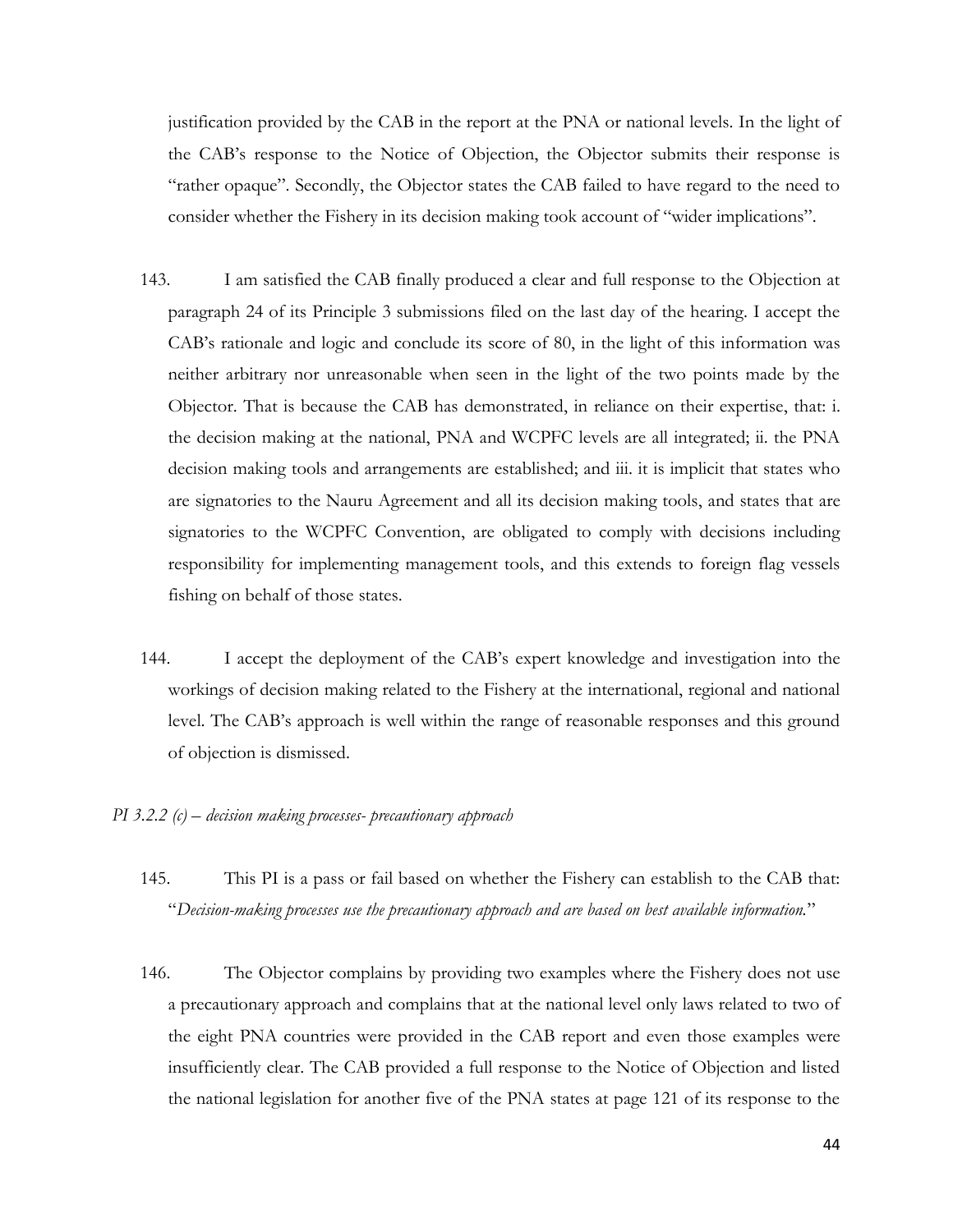justification provided by the CAB in the report at the PNA or national levels. In the light of the CAB's response to the Notice of Objection, the Objector submits their response is "rather opaque". Secondly, the Objector states the CAB failed to have regard to the need to consider whether the Fishery in its decision making took account of "wider implications".

143. I am satisfied the CAB finally produced a clear and full response to the Objection at paragraph 24 of its Principle 3 submissions filed on the last day of the hearing. I accept the CAB's rationale and logic and conclude its score of 80, in the light of this information was neither arbitrary nor unreasonable when seen in the light of the two points made by the Objector. That is because the CAB has demonstrated, in reliance on their expertise, that: i. the decision making at the national, PNA and WCPFC levels are all integrated; ii. the PNA decision making tools and arrangements are established; and iii. it is implicit that states who are signatories to the Nauru Agreement and all its decision making tools, and states that are signatories to the WCPFC Convention, are obligated to comply with decisions including responsibility for implementing management tools, and this extends to foreign flag vessels fishing on behalf of those states.

144. I accept the deployment of the CAB's expert knowledge and investigation into the workings of decision making related to the Fishery at the international, regional and national level. The CAB's approach is well within the range of reasonable responses and this ground of objection is dismissed.

*PI 3.2.2 (c) – decision making processes- precautionary approach*

145. This PI is a pass or fail based on whether the Fishery can establish to the CAB that: "*Decision-making processes use the precautionary approach and are based on best available information.*"

146. The Objector complains by providing two examples where the Fishery does not use a precautionary approach and complains that at the national level only laws related to two of the eight PNA countries were provided in the CAB report and even those examples were insufficiently clear. The CAB provided a full response to the Notice of Objection and listed the national legislation for another five of the PNA states at page 121 of its response to the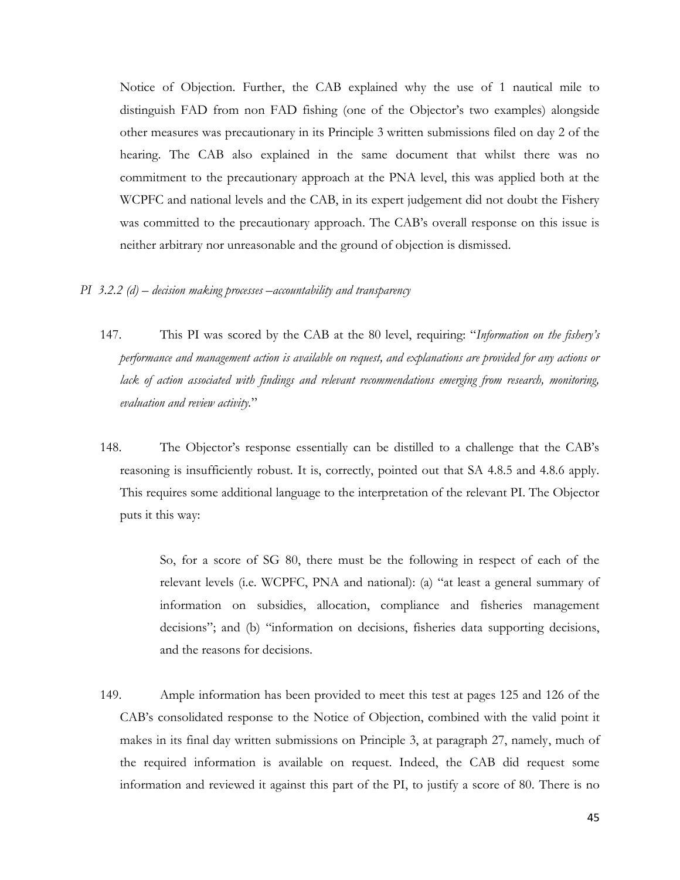Notice of Objection. Further, the CAB explained why the use of 1 nautical mile to distinguish FAD from non FAD fishing (one of the Objector's two examples) alongside other measures was precautionary in its Principle 3 written submissions filed on day 2 of the hearing. The CAB also explained in the same document that whilst there was no commitment to the precautionary approach at the PNA level, this was applied both at the WCPFC and national levels and the CAB, in its expert judgement did not doubt the Fishery was committed to the precautionary approach. The CAB's overall response on this issue is neither arbitrary nor unreasonable and the ground of objection is dismissed.

*PI 3.2.2 (d) – decision making processes –accountability and transparency*

147. This PI was scored by the CAB at the 80 level, requiring: "*Information on the fishery's performance and management action is available on request, and explanations are provided for any actions or lack of action associated with findings and relevant recommendations emerging from research, monitoring, evaluation and review activity.*"

148. The Objector's response essentially can be distilled to a challenge that the CAB's reasoning is insufficiently robust. It is, correctly, pointed out that SA 4.8.5 and 4.8.6 apply. This requires some additional language to the interpretation of the relevant PI. The Objector puts it this way:

> So, for a score of SG 80, there must be the following in respect of each of the relevant levels (i.e. WCPFC, PNA and national): (a) "at least a general summary of information on subsidies, allocation, compliance and fisheries management decisions"; and (b) "information on decisions, fisheries data supporting decisions, and the reasons for decisions.

149. Ample information has been provided to meet this test at pages 125 and 126 of the CAB's consolidated response to the Notice of Objection, combined with the valid point it makes in its final day written submissions on Principle 3, at paragraph 27, namely, much of the required information is available on request. Indeed, the CAB did request some information and reviewed it against this part of the PI, to justify a score of 80. There is no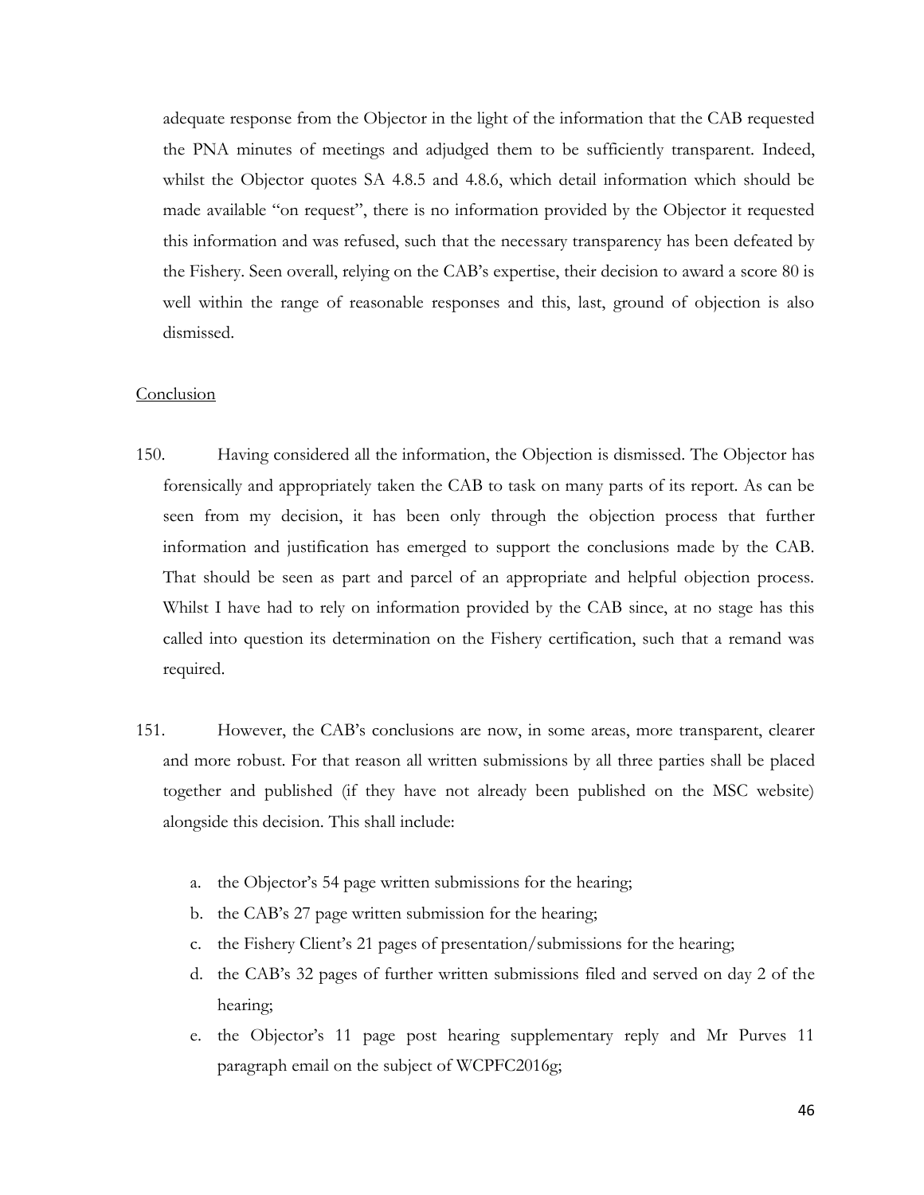adequate response from the Objector in the light of the information that the CAB requested the PNA minutes of meetings and adjudged them to be sufficiently transparent. Indeed, whilst the Objector quotes SA 4.8.5 and 4.8.6, which detail information which should be made available "on request", there is no information provided by the Objector it requested this information and was refused, such that the necessary transparency has been defeated by the Fishery. Seen overall, relying on the CAB's expertise, their decision to award a score 80 is well within the range of reasonable responses and this, last, ground of objection is also dismissed.

## Conclusion

150. Having considered all the information, the Objection is dismissed. The Objector has forensically and appropriately taken the CAB to task on many parts of its report. As can be seen from my decision, it has been only through the objection process that further information and justification has emerged to support the conclusions made by the CAB. That should be seen as part and parcel of an appropriate and helpful objection process. Whilst I have had to rely on information provided by the CAB since, at no stage has this called into question its determination on the Fishery certification, such that a remand was required.

151. However, the CAB's conclusions are now, in some areas, more transparent, clearer and more robust. For that reason all written submissions by all three parties shall be placed together and published (if they have not already been published on the MSC website) alongside this decision. This shall include:

a. the Objector's 54 page written submissions for the hearing;
b. the CAB's 27 page written submission for the hearing;
c. the Fishery Client's 21 pages of presentation/submissions for the hearing;
d. the CAB's 32 pages of further written submissions filed and served on day 2 of the hearing;
e. the Objector's 11 page post hearing supplementary reply and Mr Purves 11 paragraph email on the subject of WCPFC2016g;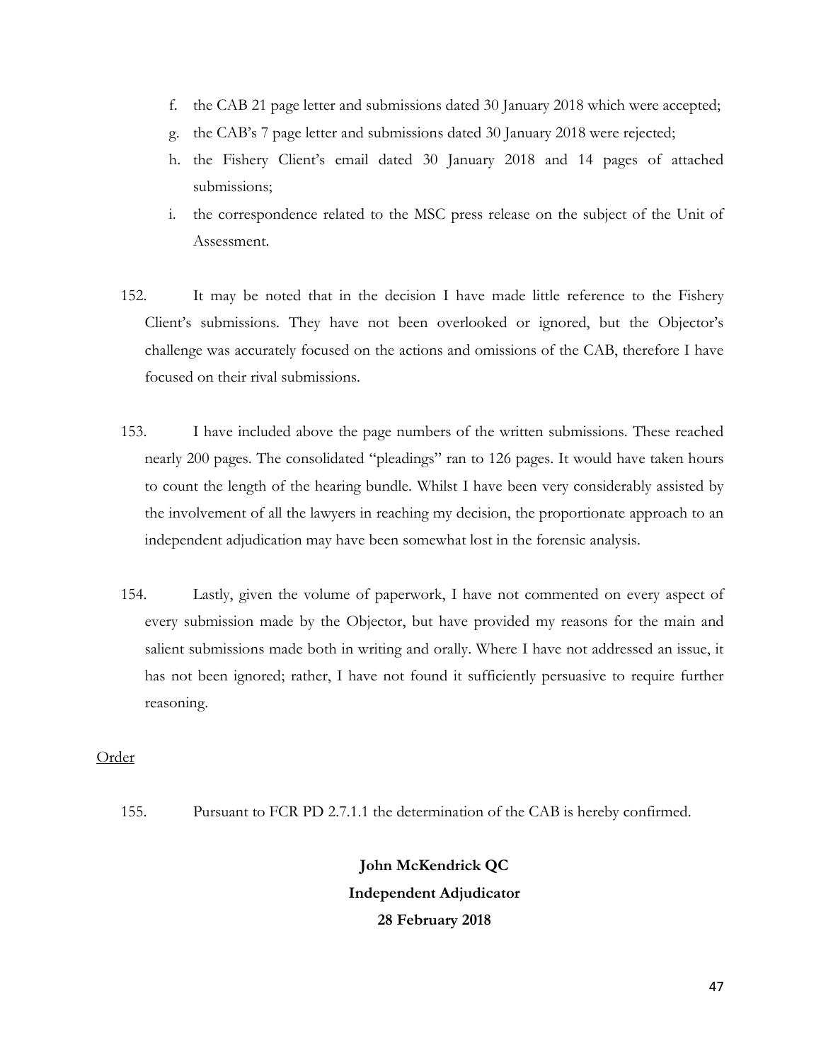f. the CAB 21 page letter and submissions dated 30 January 2018 which were accepted;
g. the CAB's 7 page letter and submissions dated 30 January 2018 were rejected;
h. the Fishery Client's email dated 30 January 2018 and 14 pages of attached submissions;
i. the correspondence related to the MSC press release on the subject of the Unit of Assessment.

152. It may be noted that in the decision I have made little reference to the Fishery Client's submissions. They have not been overlooked or ignored, but the Objector's challenge was accurately focused on the actions and omissions of the CAB, therefore I have focused on their rival submissions.

153. I have included above the page numbers of the written submissions. These reached nearly 200 pages. The consolidated "pleadings" ran to 126 pages. It would have taken hours to count the length of the hearing bundle. Whilst I have been very considerably assisted by the involvement of all the lawyers in reaching my decision, the proportionate approach to an independent adjudication may have been somewhat lost in the forensic analysis.

154. Lastly, given the volume of paperwork, I have not commented on every aspect of every submission made by the Objector, but have provided my reasons for the main and salient submissions made both in writing and orally. Where I have not addressed an issue, it has not been ignored; rather, I have not found it sufficiently persuasive to require further reasoning.

Order

155. Pursuant to FCR PD 2.7.1.1 the determination of the CAB is hereby confirmed.

**John McKendrick QC**
**Independent Adjudicator**
**28 February 2018**